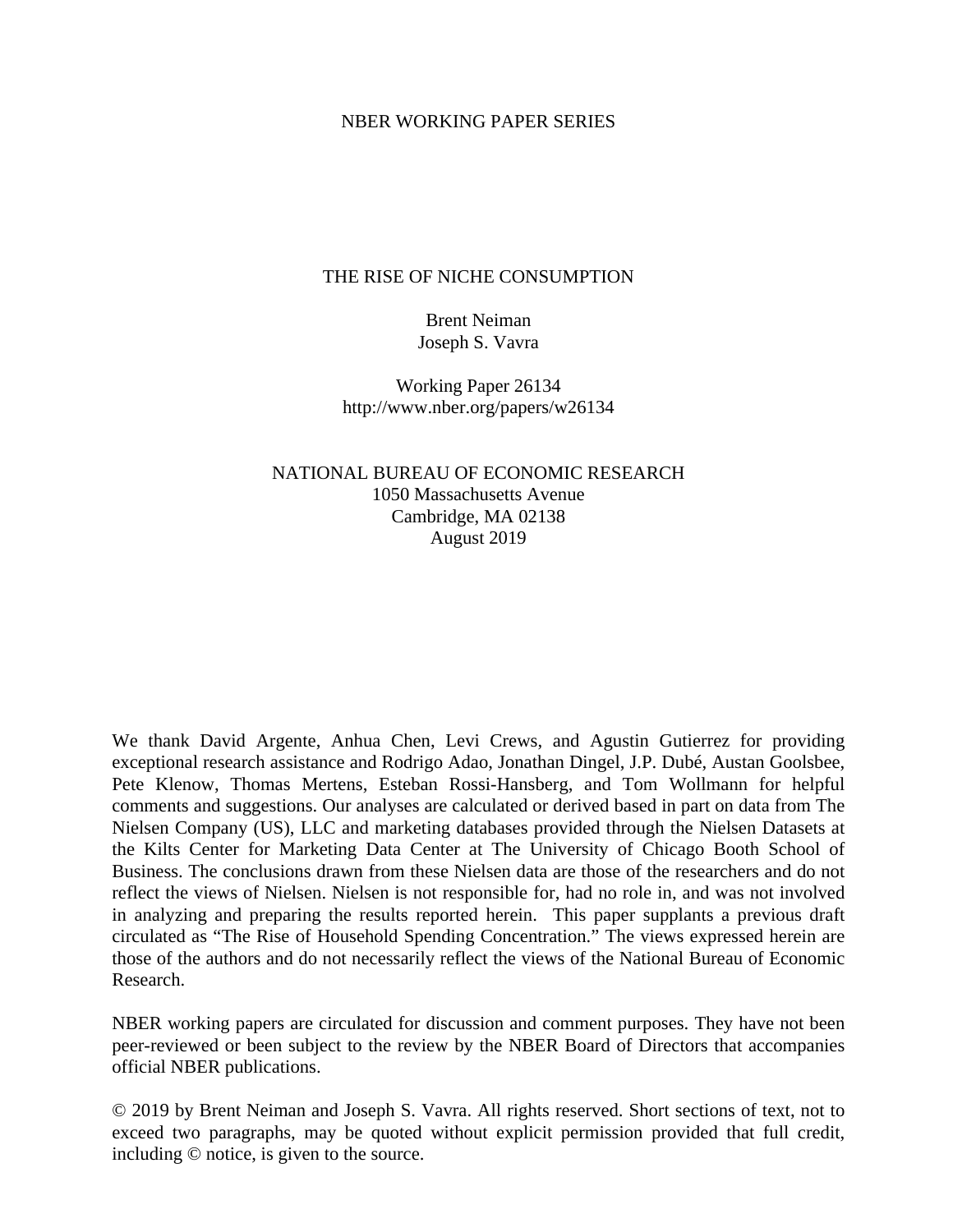NBER WORKING PAPER SERIES

# THE RISE OF NICHE CONSUMPTION

Brent Neiman
Joseph S. Vavra

Working Paper 26134
http://www.nber.org/papers/w26134

NATIONAL BUREAU OF ECONOMIC RESEARCH
1050 Massachusetts Avenue
Cambridge, MA 02138
August 2019

We thank David Argente, Anhua Chen, Levi Crews, and Agustin Gutierrez for providing exceptional research assistance and Rodrigo Adao, Jonathan Dingel, J.P. Dubé, Austan Goolsbee, Pete Klenow, Thomas Mertens, Esteban Rossi-Hansberg, and Tom Wollmann for helpful comments and suggestions. Our analyses are calculated or derived based in part on data from The Nielsen Company (US), LLC and marketing databases provided through the Nielsen Datasets at the Kilts Center for Marketing Data Center at The University of Chicago Booth School of Business. The conclusions drawn from these Nielsen data are those of the researchers and do not reflect the views of Nielsen. Nielsen is not responsible for, had no role in, and was not involved in analyzing and preparing the results reported herein. This paper supplants a previous draft circulated as "The Rise of Household Spending Concentration." The views expressed herein are those of the authors and do not necessarily reflect the views of the National Bureau of Economic Research.

NBER working papers are circulated for discussion and comment purposes. They have not been peer-reviewed or been subject to the review by the NBER Board of Directors that accompanies official NBER publications.

© 2019 by Brent Neiman and Joseph S. Vavra. All rights reserved. Short sections of text, not to exceed two paragraphs, may be quoted without explicit permission provided that full credit, including © notice, is given to the source.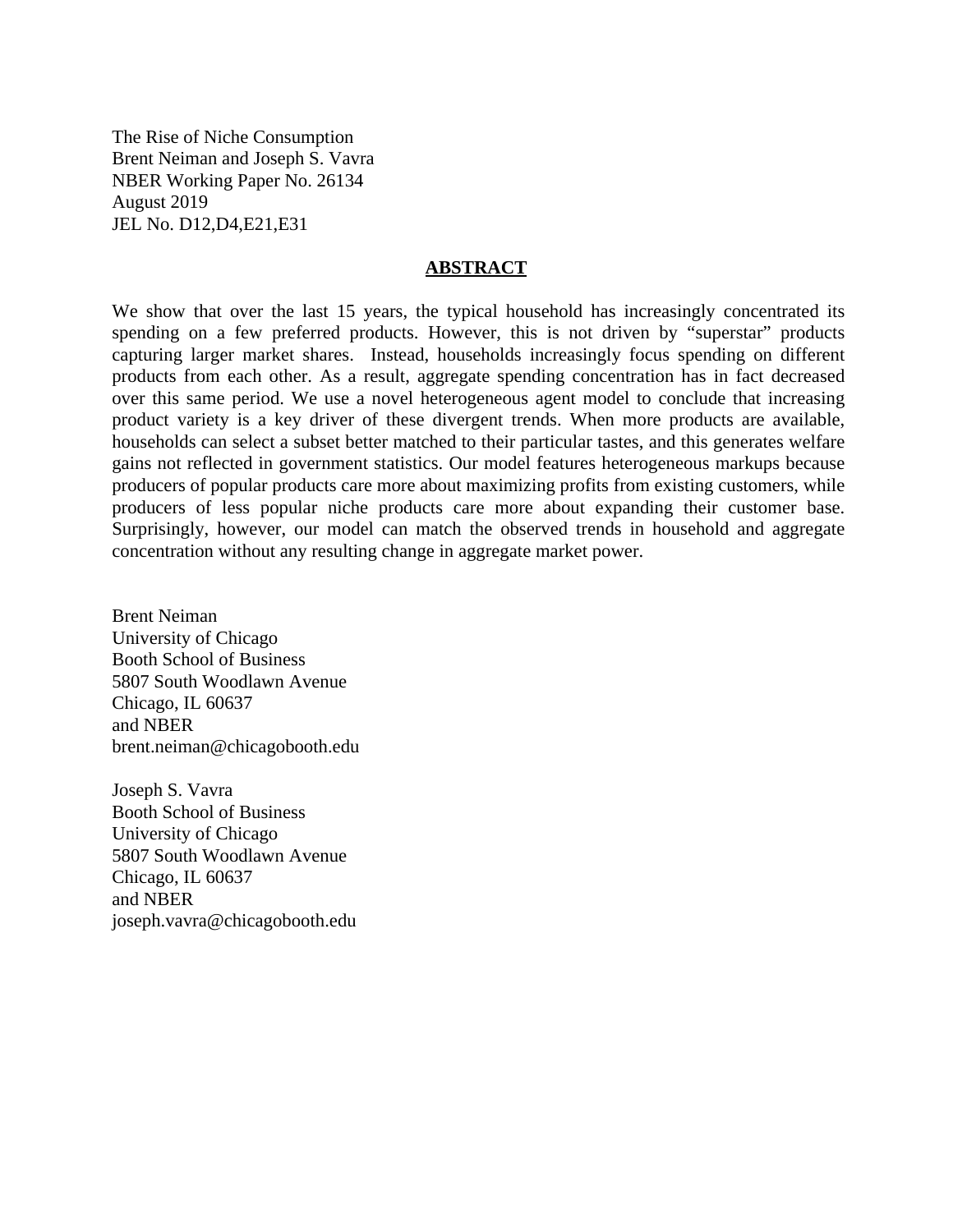The Rise of Niche Consumption
Brent Neiman and Joseph S. Vavra
NBER Working Paper No. 26134
August 2019
JEL No. D12,D4,E21,E31

## ABSTRACT

We show that over the last 15 years, the typical household has increasingly concentrated its spending on a few preferred products. However, this is not driven by "superstar" products capturing larger market shares. Instead, households increasingly focus spending on different products from each other. As a result, aggregate spending concentration has in fact decreased over this same period. We use a novel heterogeneous agent model to conclude that increasing product variety is a key driver of these divergent trends. When more products are available, households can select a subset better matched to their particular tastes, and this generates welfare gains not reflected in government statistics. Our model features heterogeneous markups because producers of popular products care more about maximizing profits from existing customers, while producers of less popular niche products care more about expanding their customer base. Surprisingly, however, our model can match the observed trends in household and aggregate concentration without any resulting change in aggregate market power.

Brent Neiman
University of Chicago
Booth School of Business
5807 South Woodlawn Avenue
Chicago, IL 60637
and NBER
brent.neiman@chicagobooth.edu

Joseph S. Vavra
Booth School of Business
University of Chicago
5807 South Woodlawn Avenue
Chicago, IL 60637
and NBER
joseph.vavra@chicagobooth.edu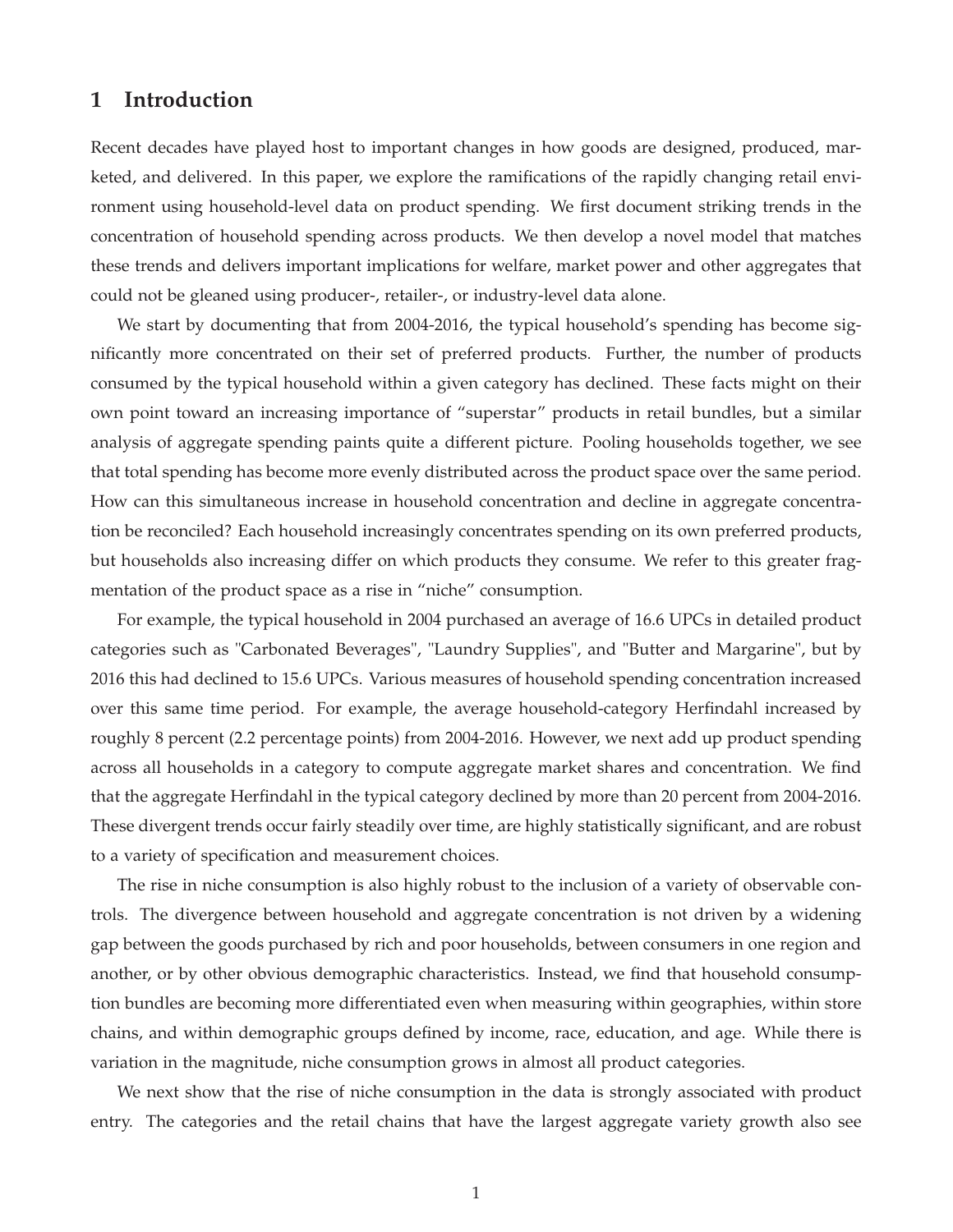## 1 Introduction

Recent decades have played host to important changes in how goods are designed, produced, marketed, and delivered. In this paper, we explore the ramifications of the rapidly changing retail environment using household-level data on product spending. We first document striking trends in the concentration of household spending across products. We then develop a novel model that matches these trends and delivers important implications for welfare, market power and other aggregates that could not be gleaned using producer-, retailer-, or industry-level data alone.

We start by documenting that from 2004-2016, the typical household's spending has become significantly more concentrated on their set of preferred products. Further, the number of products consumed by the typical household within a given category has declined. These facts might on their own point toward an increasing importance of "superstar" products in retail bundles, but a similar analysis of aggregate spending paints quite a different picture. Pooling households together, we see that total spending has become more evenly distributed across the product space over the same period. How can this simultaneous increase in household concentration and decline in aggregate concentration be reconciled? Each household increasingly concentrates spending on its own preferred products, but households also increasing differ on which products they consume. We refer to this greater fragmentation of the product space as a rise in "niche" consumption.

For example, the typical household in 2004 purchased an average of 16.6 UPCs in detailed product categories such as "Carbonated Beverages", "Laundry Supplies", and "Butter and Margarine", but by 2016 this had declined to 15.6 UPCs. Various measures of household spending concentration increased over this same time period. For example, the average household-category Herfindahl increased by roughly 8 percent (2.2 percentage points) from 2004-2016. However, we next add up product spending across all households in a category to compute aggregate market shares and concentration. We find that the aggregate Herfindahl in the typical category declined by more than 20 percent from 2004-2016. These divergent trends occur fairly steadily over time, are highly statistically significant, and are robust to a variety of specification and measurement choices.

The rise in niche consumption is also highly robust to the inclusion of a variety of observable controls. The divergence between household and aggregate concentration is not driven by a widening gap between the goods purchased by rich and poor households, between consumers in one region and another, or by other obvious demographic characteristics. Instead, we find that household consumption bundles are becoming more differentiated even when measuring within geographies, within store chains, and within demographic groups defined by income, race, education, and age. While there is variation in the magnitude, niche consumption grows in almost all product categories.

We next show that the rise of niche consumption in the data is strongly associated with product entry. The categories and the retail chains that have the largest aggregate variety growth also see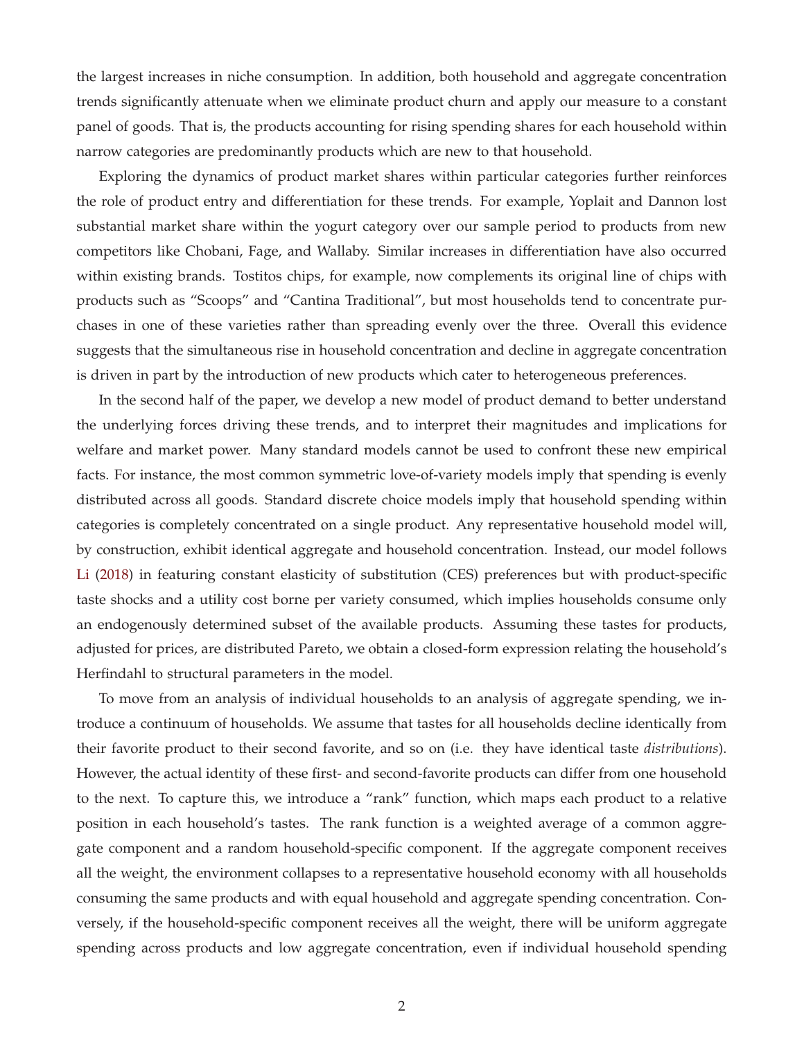the largest increases in niche consumption. In addition, both household and aggregate concentration trends significantly attenuate when we eliminate product churn and apply our measure to a constant panel of goods. That is, the products accounting for rising spending shares for each household within narrow categories are predominantly products which are new to that household.

Exploring the dynamics of product market shares within particular categories further reinforces the role of product entry and differentiation for these trends. For example, Yoplait and Dannon lost substantial market share within the yogurt category over our sample period to products from new competitors like Chobani, Fage, and Wallaby. Similar increases in differentiation have also occurred within existing brands. Tostitos chips, for example, now complements its original line of chips with products such as "Scoops" and "Cantina Traditional", but most households tend to concentrate purchases in one of these varieties rather than spreading evenly over the three. Overall this evidence suggests that the simultaneous rise in household concentration and decline in aggregate concentration is driven in part by the introduction of new products which cater to heterogeneous preferences.

In the second half of the paper, we develop a new model of product demand to better understand the underlying forces driving these trends, and to interpret their magnitudes and implications for welfare and market power. Many standard models cannot be used to confront these new empirical facts. For instance, the most common symmetric love-of-variety models imply that spending is evenly distributed across all goods. Standard discrete choice models imply that household spending within categories is completely concentrated on a single product. Any representative household model will, by construction, exhibit identical aggregate and household concentration. Instead, our model follows Li (2018) in featuring constant elasticity of substitution (CES) preferences but with product-specific taste shocks and a utility cost borne per variety consumed, which implies households consume only an endogenously determined subset of the available products. Assuming these tastes for products, adjusted for prices, are distributed Pareto, we obtain a closed-form expression relating the household's Herfindahl to structural parameters in the model.

To move from an analysis of individual households to an analysis of aggregate spending, we introduce a continuum of households. We assume that tastes for all households decline identically from their favorite product to their second favorite, and so on (i.e. they have identical taste *distributions*). However, the actual identity of these first- and second-favorite products can differ from one household to the next. To capture this, we introduce a "rank" function, which maps each product to a relative position in each household's tastes. The rank function is a weighted average of a common aggregate component and a random household-specific component. If the aggregate component receives all the weight, the environment collapses to a representative household economy with all households consuming the same products and with equal household and aggregate spending concentration. Conversely, if the household-specific component receives all the weight, there will be uniform aggregate spending across products and low aggregate concentration, even if individual household spending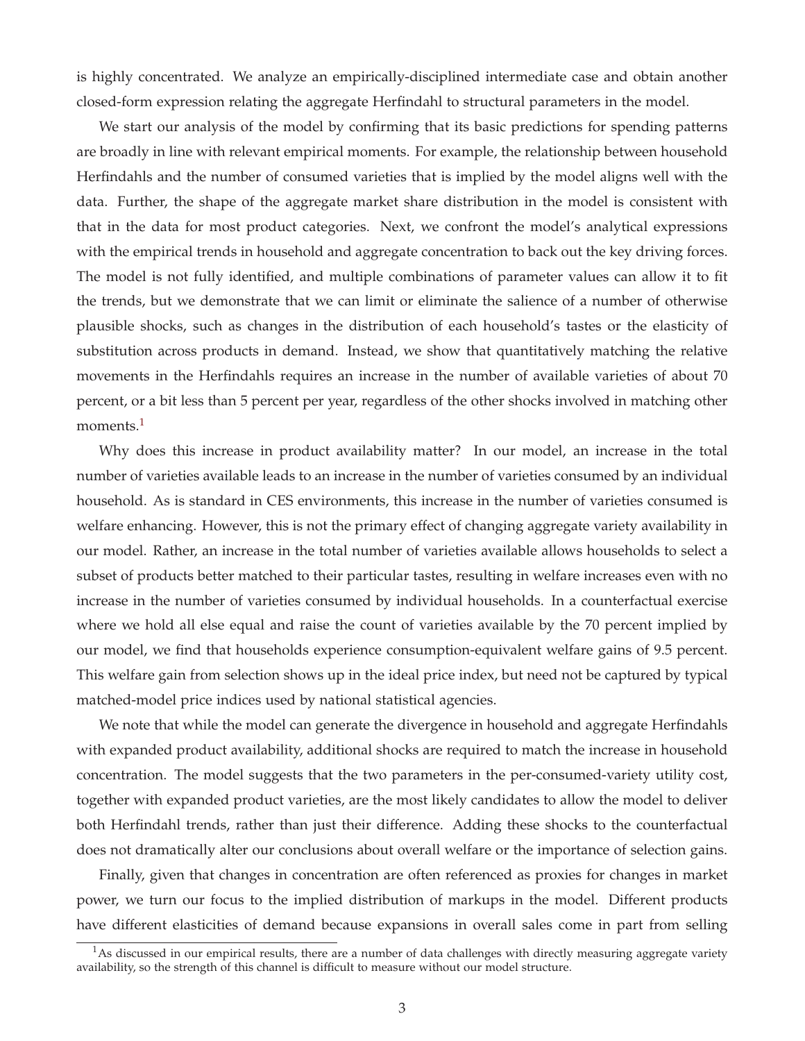is highly concentrated. We analyze an empirically-disciplined intermediate case and obtain another closed-form expression relating the aggregate Herfindahl to structural parameters in the model.

We start our analysis of the model by confirming that its basic predictions for spending patterns are broadly in line with relevant empirical moments. For example, the relationship between household Herfindahls and the number of consumed varieties that is implied by the model aligns well with the data. Further, the shape of the aggregate market share distribution in the model is consistent with that in the data for most product categories. Next, we confront the model's analytical expressions with the empirical trends in household and aggregate concentration to back out the key driving forces. The model is not fully identified, and multiple combinations of parameter values can allow it to fit the trends, but we demonstrate that we can limit or eliminate the salience of a number of otherwise plausible shocks, such as changes in the distribution of each household's tastes or the elasticity of substitution across products in demand. Instead, we show that quantitatively matching the relative movements in the Herfindahls requires an increase in the number of available varieties of about 70 percent, or a bit less than 5 percent per year, regardless of the other shocks involved in matching other moments.[1]

Why does this increase in product availability matter? In our model, an increase in the total number of varieties available leads to an increase in the number of varieties consumed by an individual household. As is standard in CES environments, this increase in the number of varieties consumed is welfare enhancing. However, this is not the primary effect of changing aggregate variety availability in our model. Rather, an increase in the total number of varieties available allows households to select a subset of products better matched to their particular tastes, resulting in welfare increases even with no increase in the number of varieties consumed by individual households. In a counterfactual exercise where we hold all else equal and raise the count of varieties available by the 70 percent implied by our model, we find that households experience consumption-equivalent welfare gains of 9.5 percent. This welfare gain from selection shows up in the ideal price index, but need not be captured by typical matched-model price indices used by national statistical agencies.

We note that while the model can generate the divergence in household and aggregate Herfindahls with expanded product availability, additional shocks are required to match the increase in household concentration. The model suggests that the two parameters in the per-consumed-variety utility cost, together with expanded product varieties, are the most likely candidates to allow the model to deliver both Herfindahl trends, rather than just their difference. Adding these shocks to the counterfactual does not dramatically alter our conclusions about overall welfare or the importance of selection gains.

Finally, given that changes in concentration are often referenced as proxies for changes in market power, we turn our focus to the implied distribution of markups in the model. Different products have different elasticities of demand because expansions in overall sales come in part from selling

[1] As discussed in our empirical results, there are a number of data challenges with directly measuring aggregate variety availability, so the strength of this channel is difficult to measure without our model structure.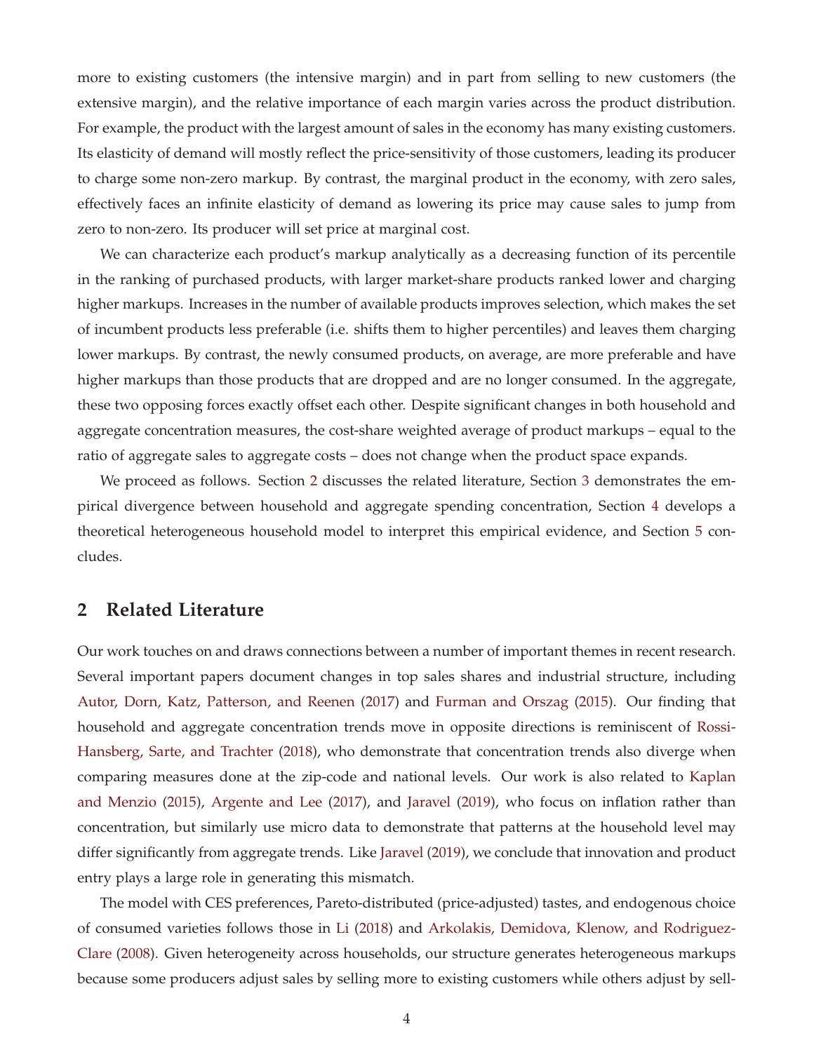more to existing customers (the intensive margin) and in part from selling to new customers (the extensive margin), and the relative importance of each margin varies across the product distribution. For example, the product with the largest amount of sales in the economy has many existing customers. Its elasticity of demand will mostly reflect the price-sensitivity of those customers, leading its producer to charge some non-zero markup. By contrast, the marginal product in the economy, with zero sales, effectively faces an infinite elasticity of demand as lowering its price may cause sales to jump from zero to non-zero. Its producer will set price at marginal cost.

We can characterize each product's markup analytically as a decreasing function of its percentile in the ranking of purchased products, with larger market-share products ranked lower and charging higher markups. Increases in the number of available products improves selection, which makes the set of incumbent products less preferable (i.e. shifts them to higher percentiles) and leaves them charging lower markups. By contrast, the newly consumed products, on average, are more preferable and have higher markups than those products that are dropped and are no longer consumed. In the aggregate, these two opposing forces exactly offset each other. Despite significant changes in both household and aggregate concentration measures, the cost-share weighted average of product markups – equal to the ratio of aggregate sales to aggregate costs – does not change when the product space expands.

We proceed as follows. Section 2 discusses the related literature, Section 3 demonstrates the empirical divergence between household and aggregate spending concentration, Section 4 develops a theoretical heterogeneous household model to interpret this empirical evidence, and Section 5 concludes.

## 2 Related Literature

Our work touches on and draws connections between a number of important themes in recent research. Several important papers document changes in top sales shares and industrial structure, including Autor, Dorn, Katz, Patterson, and Reenen (2017) and Furman and Orszag (2015). Our finding that household and aggregate concentration trends move in opposite directions is reminiscent of Rossi-Hansberg, Sarte, and Trachter (2018), who demonstrate that concentration trends also diverge when comparing measures done at the zip-code and national levels. Our work is also related to Kaplan and Menzio (2015), Argente and Lee (2017), and Jaravel (2019), who focus on inflation rather than concentration, but similarly use micro data to demonstrate that patterns at the household level may differ significantly from aggregate trends. Like Jaravel (2019), we conclude that innovation and product entry plays a large role in generating this mismatch.

The model with CES preferences, Pareto-distributed (price-adjusted) tastes, and endogenous choice of consumed varieties follows those in Li (2018) and Arkolakis, Demidova, Klenow, and Rodriguez-Clare (2008). Given heterogeneity across households, our structure generates heterogeneous markups because some producers adjust sales by selling more to existing customers while others adjust by sell-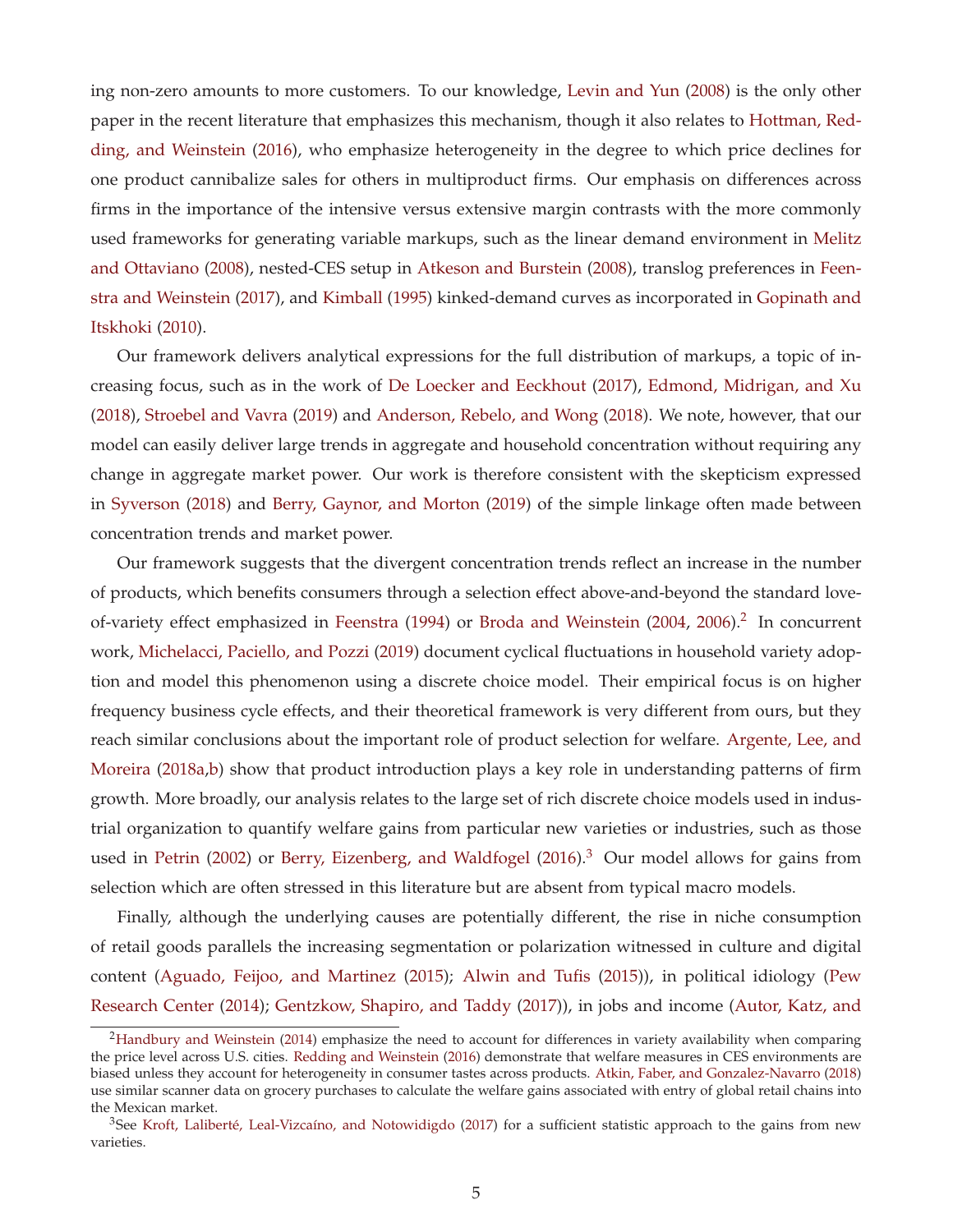ing non-zero amounts to more customers. To our knowledge, Levin and Yun (2008) is the only other paper in the recent literature that emphasizes this mechanism, though it also relates to Hottman, Redding, and Weinstein (2016), who emphasize heterogeneity in the degree to which price declines for one product cannibalize sales for others in multiproduct firms. Our emphasis on differences across firms in the importance of the intensive versus extensive margin contrasts with the more commonly used frameworks for generating variable markups, such as the linear demand environment in Melitz and Ottaviano (2008), nested-CES setup in Atkeson and Burstein (2008), translog preferences in Feenstra and Weinstein (2017), and Kimball (1995) kinked-demand curves as incorporated in Gopinath and Itskhoki (2010).

Our framework delivers analytical expressions for the full distribution of markups, a topic of increasing focus, such as in the work of De Loecker and Eeckhout (2017), Edmond, Midrigan, and Xu (2018), Stroebel and Vavra (2019) and Anderson, Rebelo, and Wong (2018). We note, however, that our model can easily deliver large trends in aggregate and household concentration without requiring any change in aggregate market power. Our work is therefore consistent with the skepticism expressed in Syverson (2018) and Berry, Gaynor, and Morton (2019) of the simple linkage often made between concentration trends and market power.

Our framework suggests that the divergent concentration trends reflect an increase in the number of products, which benefits consumers through a selection effect above-and-beyond the standard love-of-variety effect emphasized in Feenstra (1994) or Broda and Weinstein (2004, 2006).[2] In concurrent work, Michelacci, Paciello, and Pozzi (2019) document cyclical fluctuations in household variety adoption and model this phenomenon using a discrete choice model. Their empirical focus is on higher frequency business cycle effects, and their theoretical framework is very different from ours, but they reach similar conclusions about the important role of product selection for welfare. Argente, Lee, and Moreira (2018a,b) show that product introduction plays a key role in understanding patterns of firm growth. More broadly, our analysis relates to the large set of rich discrete choice models used in industrial organization to quantify welfare gains from particular new varieties or industries, such as those used in Petrin (2002) or Berry, Eizenberg, and Waldfogel (2016).[3] Our model allows for gains from selection which are often stressed in this literature but are absent from typical macro models.

Finally, although the underlying causes are potentially different, the rise in niche consumption of retail goods parallels the increasing segmentation or polarization witnessed in culture and digital content (Aguado, Feijoo, and Martinez (2015); Alwin and Tufis (2015)), in political idiology (Pew Research Center (2014); Gentzkow, Shapiro, and Taddy (2017)), in jobs and income (Autor, Katz, and

[2] Handbury and Weinstein (2014) emphasize the need to account for differences in variety availability when comparing the price level across U.S. cities. Redding and Weinstein (2016) demonstrate that welfare measures in CES environments are biased unless they account for heterogeneity in consumer tastes across products. Atkin, Faber, and Gonzalez-Navarro (2018) use similar scanner data on grocery purchases to calculate the welfare gains associated with entry of global retail chains into the Mexican market.

[3] See Kroft, Laliberté, Leal-Vizcaíno, and Notowidigdo (2017) for a sufficient statistic approach to the gains from new varieties.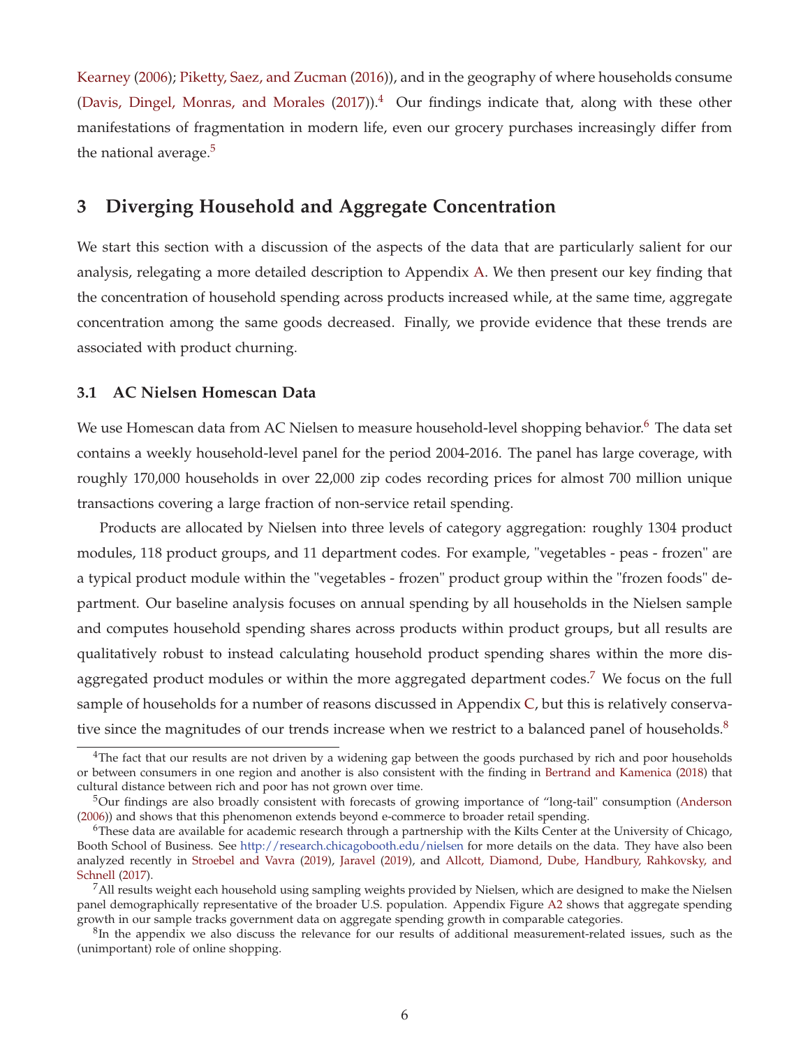Kearney (2006); Piketty, Saez, and Zucman (2016)), and in the geography of where households consume (Davis, Dingel, Monras, and Morales (2017)).[4] Our findings indicate that, along with these other manifestations of fragmentation in modern life, even our grocery purchases increasingly differ from the national average.[5]

## 3 Diverging Household and Aggregate Concentration

We start this section with a discussion of the aspects of the data that are particularly salient for our analysis, relegating a more detailed description to Appendix A. We then present our key finding that the concentration of household spending across products increased while, at the same time, aggregate concentration among the same goods decreased. Finally, we provide evidence that these trends are associated with product churning.

### 3.1 AC Nielsen Homescan Data

We use Homescan data from AC Nielsen to measure household-level shopping behavior.[6] The data set contains a weekly household-level panel for the period 2004-2016. The panel has large coverage, with roughly 170,000 households in over 22,000 zip codes recording prices for almost 700 million unique transactions covering a large fraction of non-service retail spending.

Products are allocated by Nielsen into three levels of category aggregation: roughly 1304 product modules, 118 product groups, and 11 department codes. For example, "vegetables - peas - frozen" are a typical product module within the "vegetables - frozen" product group within the "frozen foods" department. Our baseline analysis focuses on annual spending by all households in the Nielsen sample and computes household spending shares across products within product groups, but all results are qualitatively robust to instead calculating household product spending shares within the more disaggregated product modules or within the more aggregated department codes.[7] We focus on the full sample of households for a number of reasons discussed in Appendix C, but this is relatively conservative since the magnitudes of our trends increase when we restrict to a balanced panel of households.[8]

---

[4] The fact that our results are not driven by a widening gap between the goods purchased by rich and poor households or between consumers in one region and another is also consistent with the finding in Bertrand and Kamenica (2018) that cultural distance between rich and poor has not grown over time.

[5] Our findings are also broadly consistent with forecasts of growing importance of "long-tail" consumption (Anderson (2006)) and shows that this phenomenon extends beyond e-commerce to broader retail spending.

[6] These data are available for academic research through a partnership with the Kilts Center at the University of Chicago, Booth School of Business. See http://research.chicagobooth.edu/nielsen for more details on the data. They have also been analyzed recently in Stroebel and Vavra (2019), Jaravel (2019), and Allcott, Diamond, Dube, Handbury, Rahkovsky, and Schnell (2017).

[7] All results weight each household using sampling weights provided by Nielsen, which are designed to make the Nielsen panel demographically representative of the broader U.S. population. Appendix Figure A2 shows that aggregate spending growth in our sample tracks government data on aggregate spending growth in comparable categories.

[8] In the appendix we also discuss the relevance for our results of additional measurement-related issues, such as the (unimportant) role of online shopping.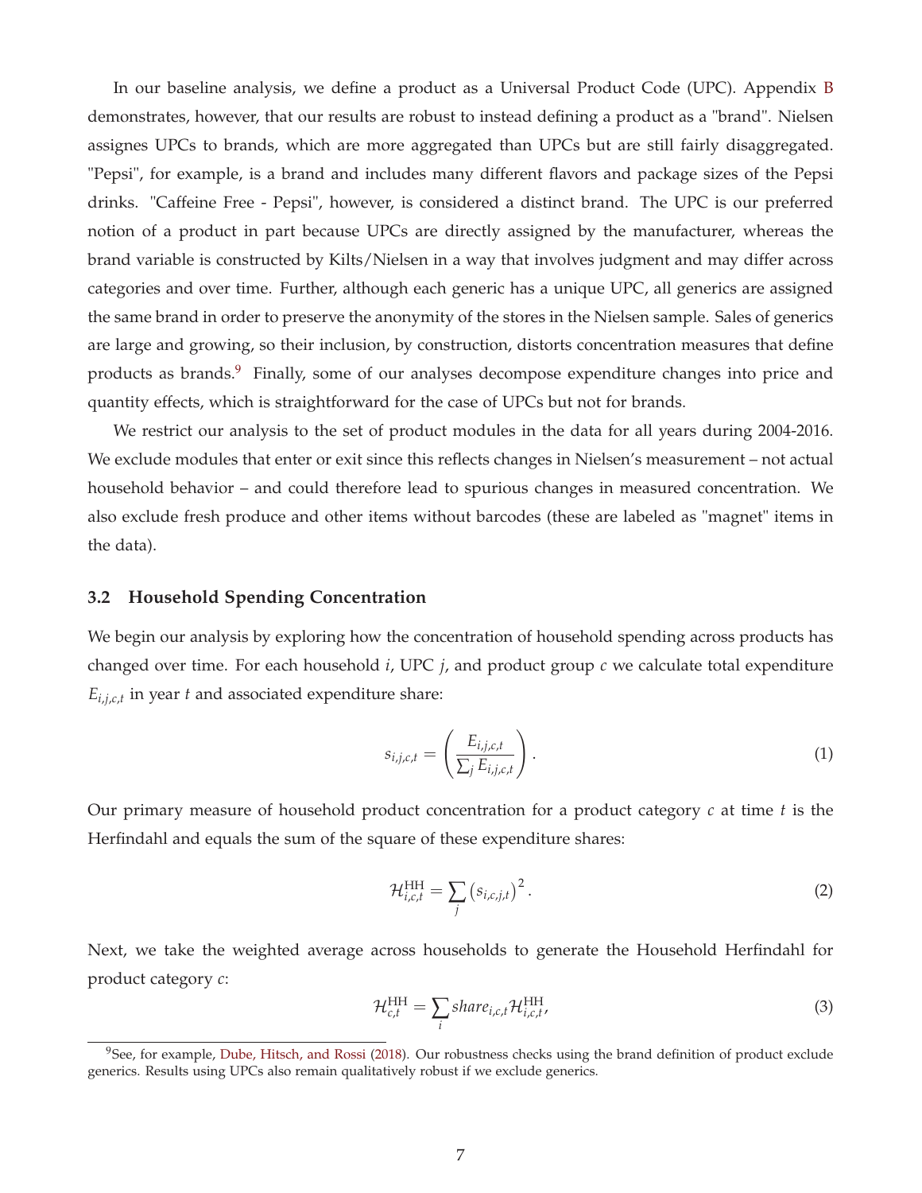In our baseline analysis, we define a product as a Universal Product Code (UPC). Appendix B demonstrates, however, that our results are robust to instead defining a product as a "brand". Nielsen assignes UPCs to brands, which are more aggregated than UPCs but are still fairly disaggregated. "Pepsi", for example, is a brand and includes many different flavors and package sizes of the Pepsi drinks. "Caffeine Free - Pepsi", however, is considered a distinct brand. The UPC is our preferred notion of a product in part because UPCs are directly assigned by the manufacturer, whereas the brand variable is constructed by Kilts/Nielsen in a way that involves judgment and may differ across categories and over time. Further, although each generic has a unique UPC, all generics are assigned the same brand in order to preserve the anonymity of the stores in the Nielsen sample. Sales of generics are large and growing, so their inclusion, by construction, distorts concentration measures that define products as brands.[9] Finally, some of our analyses decompose expenditure changes into price and quantity effects, which is straightforward for the case of UPCs but not for brands.

We restrict our analysis to the set of product modules in the data for all years during 2004-2016. We exclude modules that enter or exit since this reflects changes in Nielsen's measurement – not actual household behavior – and could therefore lead to spurious changes in measured concentration. We also exclude fresh produce and other items without barcodes (these are labeled as "magnet" items in the data).

### 3.2 Household Spending Concentration

We begin our analysis by exploring how the concentration of household spending across products has changed over time. For each household $i$, UPC $j$, and product group $c$ we calculate total expenditure $E_{i,j,c,t}$ in year $t$ and associated expenditure share:

$$s_{i,j,c,t} = \left( \frac{E_{i,j,c,t}}{\sum_j E_{i,j,c,t}} \right). \tag{1}$$

Our primary measure of household product concentration for a product category $c$ at time $t$ is the Herfindahl and equals the sum of the square of these expenditure shares:

$$\mathcal{H}^{\text{HH}}_{i,c,t} = \sum_j \left( s_{i,c,j,t} \right)^2. \tag{2}$$

Next, we take the weighted average across households to generate the Household Herfindahl for product category $c$:

$$\mathcal{H}^{\text{HH}}_{c,t} = \sum_i share_{i,c,t} \mathcal{H}^{\text{HH}}_{i,c,t}, \tag{3}$$

[9] See, for example, Dube, Hitsch, and Rossi (2018). Our robustness checks using the brand definition of product exclude generics. Results using UPCs also remain qualitatively robust if we exclude generics.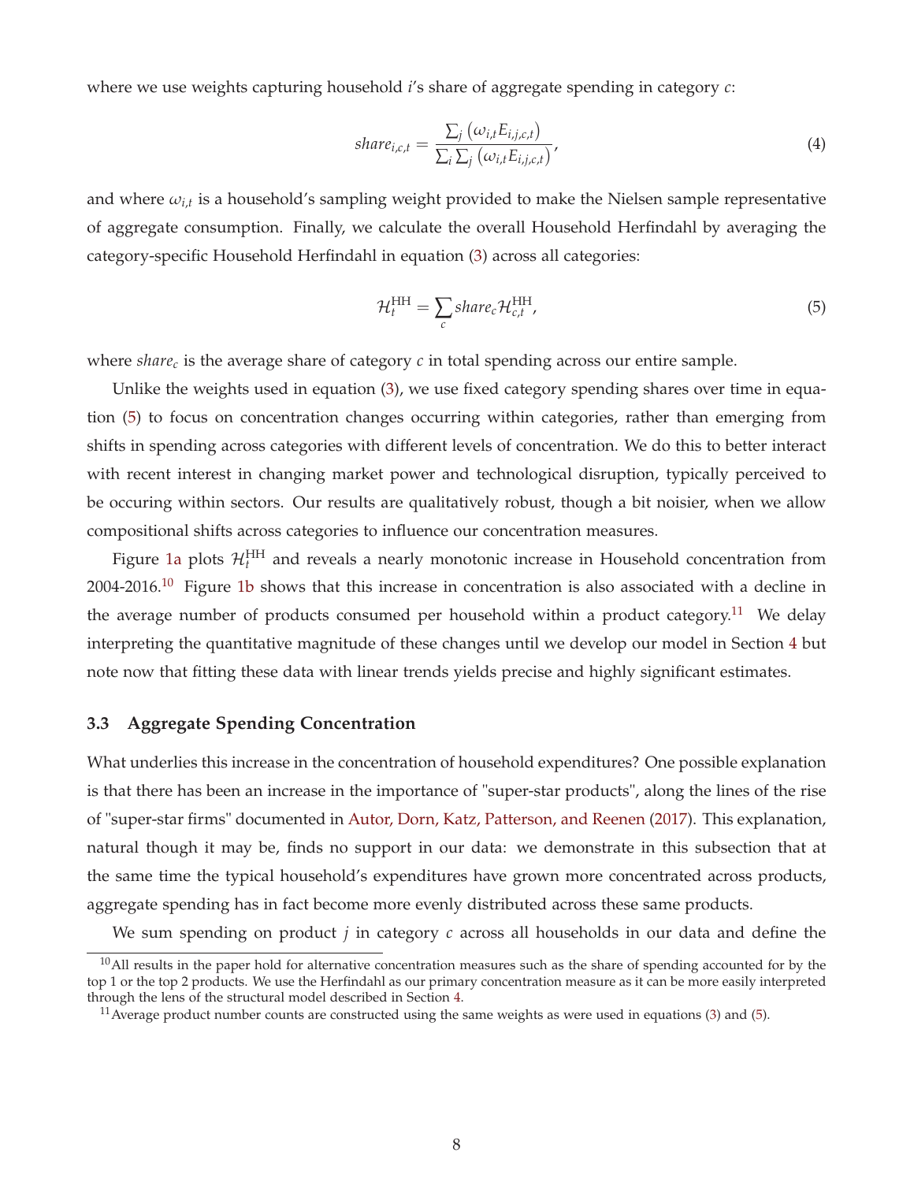where we use weights capturing household $i$'s share of aggregate spending in category $c$:

$$share_{i,c,t} = \frac{\sum_j \left(\omega_{i,t} E_{i,j,c,t}\right)}{\sum_i \sum_j \left(\omega_{i,t} E_{i,j,c,t}\right)}, \tag{4}$$

and where $\omega_{i,t}$ is a household's sampling weight provided to make the Nielsen sample representative of aggregate consumption. Finally, we calculate the overall Household Herfindahl by averaging the category-specific Household Herfindahl in equation (3) across all categories:

$$\mathcal{H}_t^{\text{HH}} = \sum_c share_c \mathcal{H}_{c,t}^{\text{HH}}, \tag{5}$$

where $share_c$ is the average share of category $c$ in total spending across our entire sample.

Unlike the weights used in equation (3), we use fixed category spending shares over time in equation (5) to focus on concentration changes occurring within categories, rather than emerging from shifts in spending across categories with different levels of concentration. We do this to better interact with recent interest in changing market power and technological disruption, typically perceived to be occuring within sectors. Our results are qualitatively robust, though a bit noisier, when we allow compositional shifts across categories to influence our concentration measures.

Figure 1a plots $\mathcal{H}_t^{\text{HH}}$ and reveals a nearly monotonic increase in Household concentration from 2004-2016.[10] Figure 1b shows that this increase in concentration is also associated with a decline in the average number of products consumed per household within a product category.[11] We delay interpreting the quantitative magnitude of these changes until we develop our model in Section 4 but note now that fitting these data with linear trends yields precise and highly significant estimates.

### 3.3 Aggregate Spending Concentration

What underlies this increase in the concentration of household expenditures? One possible explanation is that there has been an increase in the importance of "super-star products", along the lines of the rise of "super-star firms" documented in Autor, Dorn, Katz, Patterson, and Reenen (2017). This explanation, natural though it may be, finds no support in our data: we demonstrate in this subsection that at the same time the typical household's expenditures have grown more concentrated across products, aggregate spending has in fact become more evenly distributed across these same products.

We sum spending on product $j$ in category $c$ across all households in our data and define the

[10] All results in the paper hold for alternative concentration measures such as the share of spending accounted for by the top 1 or the top 2 products. We use the Herfindahl as our primary concentration measure as it can be more easily interpreted through the lens of the structural model described in Section 4.

[11] Average product number counts are constructed using the same weights as were used in equations (3) and (5).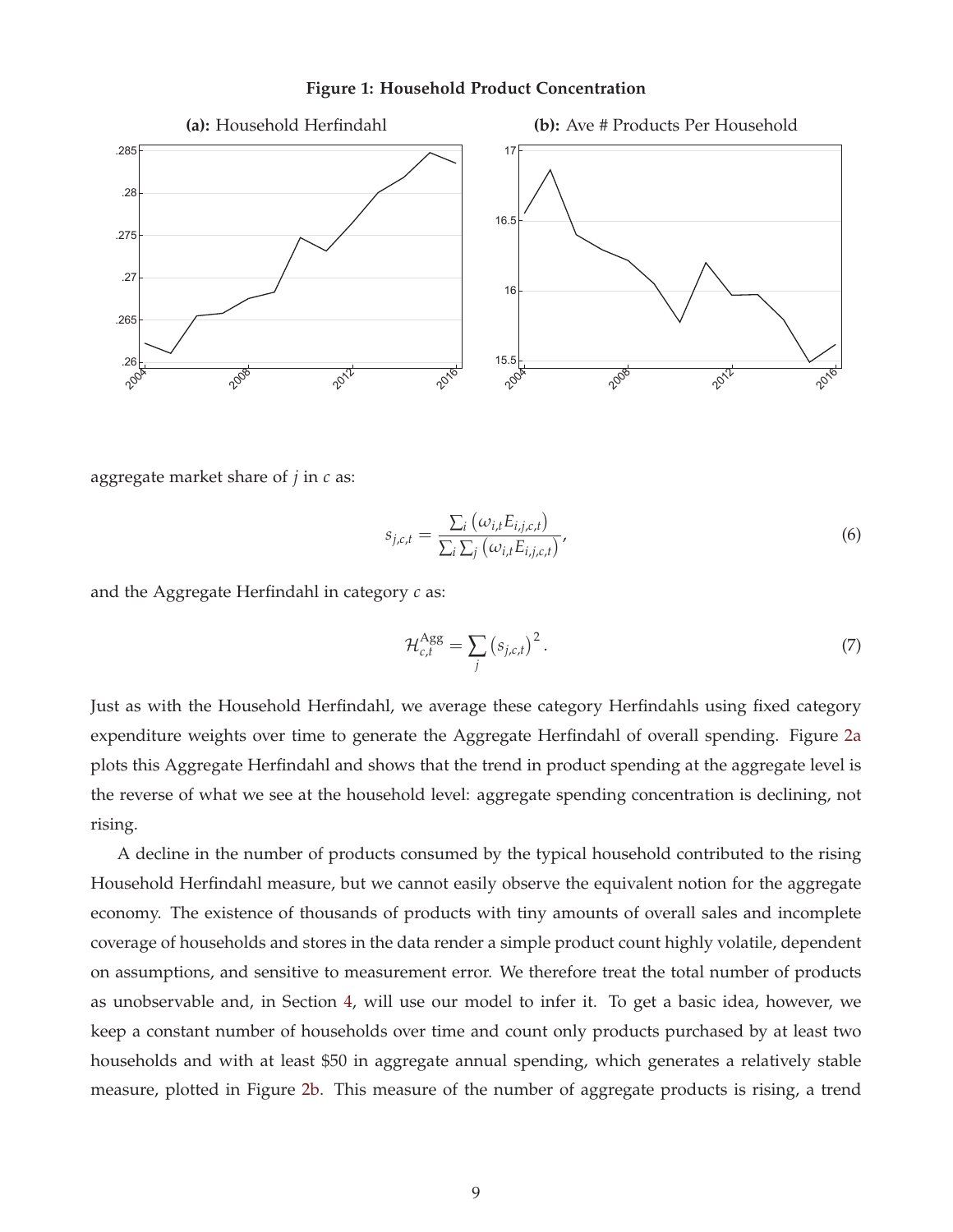**Figure 1: Household Product Concentration**

**(a):** Household Herfindahl

**(b):** Ave # Products Per Household

aggregate market share of $j$ in $c$ as:

$$s_{j,c,t} = \frac{\sum_i \left(\omega_{i,t} E_{i,j,c,t}\right)}{\sum_i \sum_j \left(\omega_{i,t} E_{i,j,c,t}\right)}, \tag{6}$$

and the Aggregate Herfindahl in category $c$ as:

$$\mathcal{H}^{\text{Agg}}_{c,t} = \sum_j \left(s_{j,c,t}\right)^2. \tag{7}$$

Just as with the Household Herfindahl, we average these category Herfindahls using fixed category expenditure weights over time to generate the Aggregate Herfindahl of overall spending. Figure 2a plots this Aggregate Herfindahl and shows that the trend in product spending at the aggregate level is the reverse of what we see at the household level: aggregate spending concentration is declining, not rising.

A decline in the number of products consumed by the typical household contributed to the rising Household Herfindahl measure, but we cannot easily observe the equivalent notion for the aggregate economy. The existence of thousands of products with tiny amounts of overall sales and incomplete coverage of households and stores in the data render a simple product count highly volatile, dependent on assumptions, and sensitive to measurement error. We therefore treat the total number of products as unobservable and, in Section 4, will use our model to infer it. To get a basic idea, however, we keep a constant number of households over time and count only products purchased by at least two households and with at least \$50 in aggregate annual spending, which generates a relatively stable measure, plotted in Figure 2b. This measure of the number of aggregate products is rising, a trend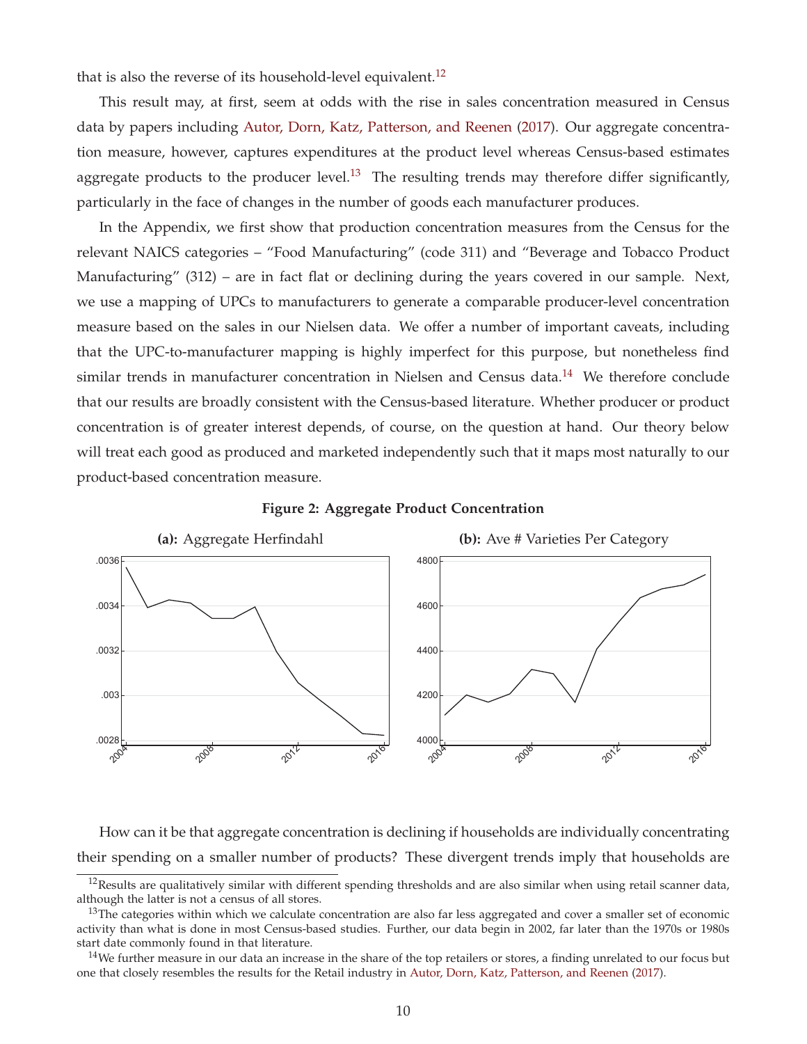that is also the reverse of its household-level equivalent.[12]

This result may, at first, seem at odds with the rise in sales concentration measured in Census data by papers including Autor, Dorn, Katz, Patterson, and Reenen (2017). Our aggregate concentration measure, however, captures expenditures at the product level whereas Census-based estimates aggregate products to the producer level.[13] The resulting trends may therefore differ significantly, particularly in the face of changes in the number of goods each manufacturer produces.

In the Appendix, we first show that production concentration measures from the Census for the relevant NAICS categories – "Food Manufacturing" (code 311) and "Beverage and Tobacco Product Manufacturing" (312) – are in fact flat or declining during the years covered in our sample. Next, we use a mapping of UPCs to manufacturers to generate a comparable producer-level concentration measure based on the sales in our Nielsen data. We offer a number of important caveats, including that the UPC-to-manufacturer mapping is highly imperfect for this purpose, but nonetheless find similar trends in manufacturer concentration in Nielsen and Census data.[14] We therefore conclude that our results are broadly consistent with the Census-based literature. Whether producer or product concentration is of greater interest depends, of course, on the question at hand. Our theory below will treat each good as produced and marketed independently such that it maps most naturally to our product-based concentration measure.

**Figure 2: Aggregate Product Concentration**

**(a):** Aggregate Herfindahl

**(b):** Ave # Varieties Per Category

How can it be that aggregate concentration is declining if households are individually concentrating their spending on a smaller number of products? These divergent trends imply that households are

[12] Results are qualitatively similar with different spending thresholds and are also similar when using retail scanner data, although the latter is not a census of all stores.

[13] The categories within which we calculate concentration are also far less aggregated and cover a smaller set of economic activity than what is done in most Census-based studies. Further, our data begin in 2002, far later than the 1970s or 1980s start date commonly found in that literature.

[14] We further measure in our data an increase in the share of the top retailers or stores, a finding unrelated to our focus but one that closely resembles the results for the Retail industry in Autor, Dorn, Katz, Patterson, and Reenen (2017).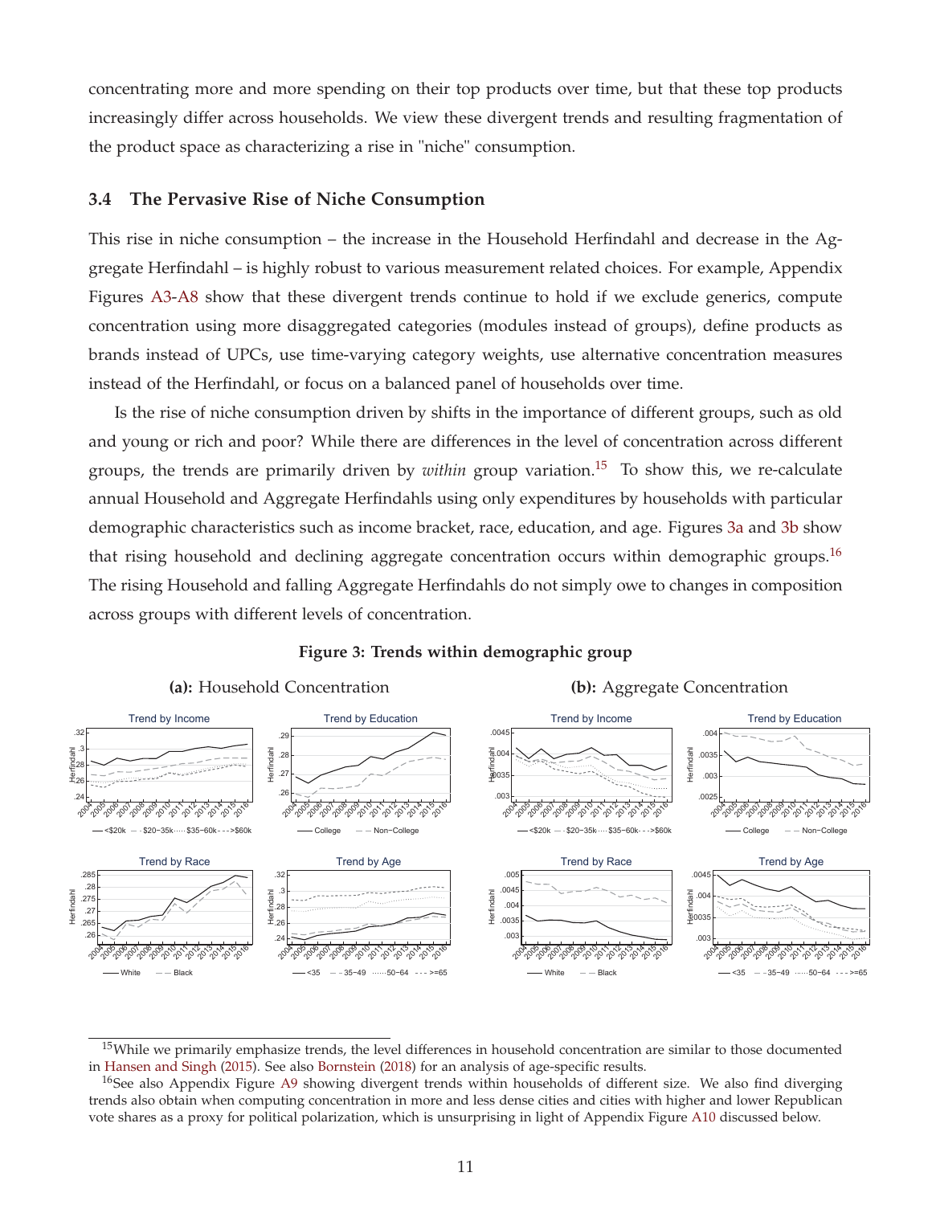concentrating more and more spending on their top products over time, but that these top products increasingly differ across households. We view these divergent trends and resulting fragmentation of the product space as characterizing a rise in "niche" consumption.

### 3.4 The Pervasive Rise of Niche Consumption

This rise in niche consumption – the increase in the Household Herfindahl and decrease in the Aggregate Herfindahl – is highly robust to various measurement related choices. For example, Appendix Figures A3-A8 show that these divergent trends continue to hold if we exclude generics, compute concentration using more disaggregated categories (modules instead of groups), define products as brands instead of UPCs, use time-varying category weights, use alternative concentration measures instead of the Herfindahl, or focus on a balanced panel of households over time.

Is the rise of niche consumption driven by shifts in the importance of different groups, such as old and young or rich and poor? While there are differences in the level of concentration across different groups, the trends are primarily driven by *within* group variation.[15] To show this, we re-calculate annual Household and Aggregate Herfindahls using only expenditures by households with particular demographic characteristics such as income bracket, race, education, and age. Figures 3a and 3b show that rising household and declining aggregate concentration occurs within demographic groups.[16] The rising Household and falling Aggregate Herfindahls do not simply owe to changes in composition across groups with different levels of concentration.

**Figure 3: Trends within demographic group**

**(a):** Household Concentration

**(b):** Aggregate Concentration

[15]While we primarily emphasize trends, the level differences in household concentration are similar to those documented in Hansen and Singh (2015). See also Bornstein (2018) for an analysis of age-specific results.

[16]See also Appendix Figure A9 showing divergent trends within households of different size. We also find diverging trends also obtain when computing concentration in more and less dense cities and cities with higher and lower Republican vote shares as a proxy for political polarization, which is unsurprising in light of Appendix Figure A10 discussed below.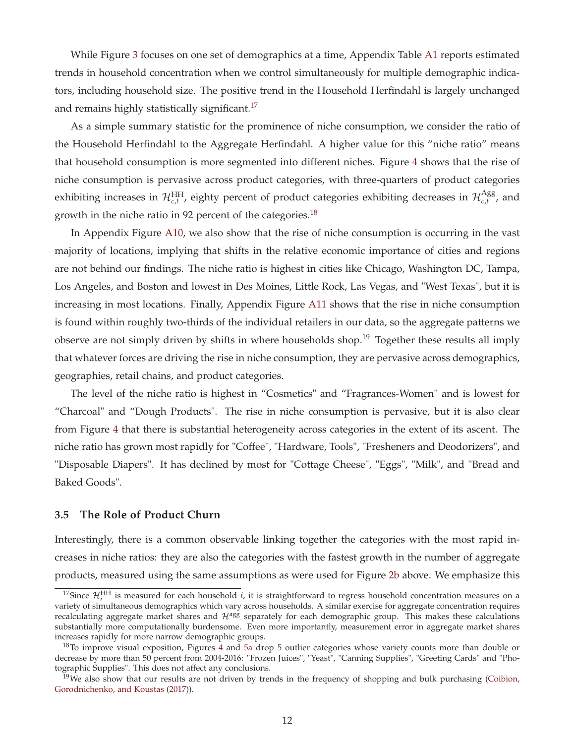While Figure 3 focuses on one set of demographics at a time, Appendix Table A1 reports estimated trends in household concentration when we control simultaneously for multiple demographic indicators, including household size. The positive trend in the Household Herfindahl is largely unchanged and remains highly statistically significant.[17]

As a simple summary statistic for the prominence of niche consumption, we consider the ratio of the Household Herfindahl to the Aggregate Herfindahl. A higher value for this "niche ratio" means that household consumption is more segmented into different niches. Figure 4 shows that the rise of niche consumption is pervasive across product categories, with three-quarters of product categories exhibiting increases in $\mathcal{H}^{\text{HH}}_{c,t}$, eighty percent of product categories exhibiting decreases in $\mathcal{H}^{\text{Agg}}_{c,t}$, and growth in the niche ratio in 92 percent of the categories.[18]

In Appendix Figure A10, we also show that the rise of niche consumption is occurring in the vast majority of locations, implying that shifts in the relative economic importance of cities and regions are not behind our findings. The niche ratio is highest in cities like Chicago, Washington DC, Tampa, Los Angeles, and Boston and lowest in Des Moines, Little Rock, Las Vegas, and "West Texas", but it is increasing in most locations. Finally, Appendix Figure A11 shows that the rise in niche consumption is found within roughly two-thirds of the individual retailers in our data, so the aggregate patterns we observe are not simply driven by shifts in where households shop.[19] Together these results all imply that whatever forces are driving the rise in niche consumption, they are pervasive across demographics, geographies, retail chains, and product categories.

The level of the niche ratio is highest in "Cosmetics" and "Fragrances-Women" and is lowest for "Charcoal" and "Dough Products". The rise in niche consumption is pervasive, but it is also clear from Figure 4 that there is substantial heterogeneity across categories in the extent of its ascent. The niche ratio has grown most rapidly for "Coffee", "Hardware, Tools", "Fresheners and Deodorizers", and "Disposable Diapers". It has declined by most for "Cottage Cheese", "Eggs", "Milk", and "Bread and Baked Goods".

### 3.5 The Role of Product Churn

Interestingly, there is a common observable linking together the categories with the most rapid increases in niche ratios: they are also the categories with the fastest growth in the number of aggregate products, measured using the same assumptions as were used for Figure 2b above. We emphasize this

---

[17] Since $\mathcal{H}^{\text{HH}}_{i}$ is measured for each household $i$, it is straightforward to regress household concentration measures on a variety of simultaneous demographics which vary across households. A similar exercise for aggregate concentration requires recalculating aggregate market shares and $\mathcal{H}^{\text{agg}}$ separately for each demographic group. This makes these calculations substantially more computationally burdensome. Even more importantly, measurement error in aggregate market shares increases rapidly for more narrow demographic groups.

[18] To improve visual exposition, Figures 4 and 5a drop 5 outlier categories whose variety counts more than double or decrease by more than 50 percent from 2004-2016: "Frozen Juices", "Yeast", "Canning Supplies", "Greeting Cards" and "Photographic Supplies". This does not affect any conclusions.

[19] We also show that our results are not driven by trends in the frequency of shopping and bulk purchasing (Coibion, Gorodnichenko, and Koustas (2017)).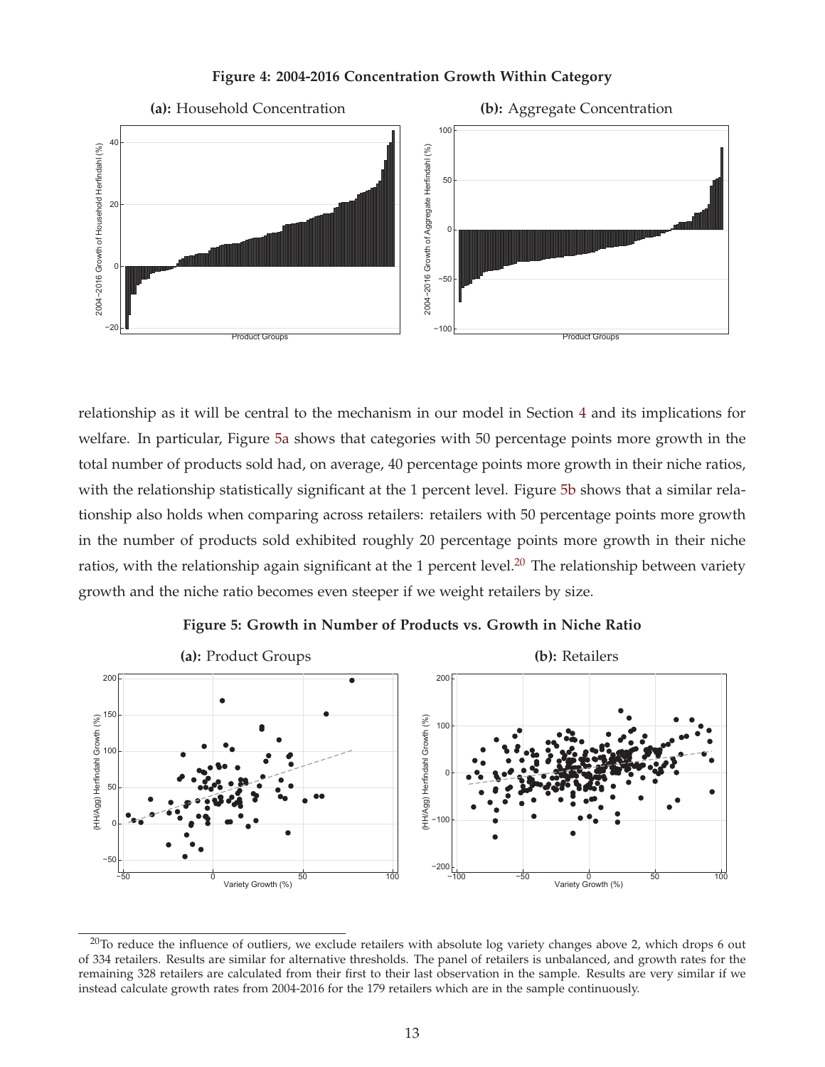**Figure 4: 2004-2016 Concentration Growth Within Category**

**(a):** Household Concentration

**(b):** Aggregate Concentration

relationship as it will be central to the mechanism in our model in Section 4 and its implications for welfare. In particular, Figure 5a shows that categories with 50 percentage points more growth in the total number of products sold had, on average, 40 percentage points more growth in their niche ratios, with the relationship statistically significant at the 1 percent level. Figure 5b shows that a similar relationship also holds when comparing across retailers: retailers with 50 percentage points more growth in the number of products sold exhibited roughly 20 percentage points more growth in their niche ratios, with the relationship again significant at the 1 percent level.[20] The relationship between variety growth and the niche ratio becomes even steeper if we weight retailers by size.

**Figure 5: Growth in Number of Products vs. Growth in Niche Ratio**

**(a):** Product Groups

**(b):** Retailers

[20] To reduce the influence of outliers, we exclude retailers with absolute log variety changes above 2, which drops 6 out of 334 retailers. Results are similar for alternative thresholds. The panel of retailers is unbalanced, and growth rates for the remaining 328 retailers are calculated from their first to their last observation in the sample. Results are very similar if we instead calculate growth rates from 2004-2016 for the 179 retailers which are in the sample continuously.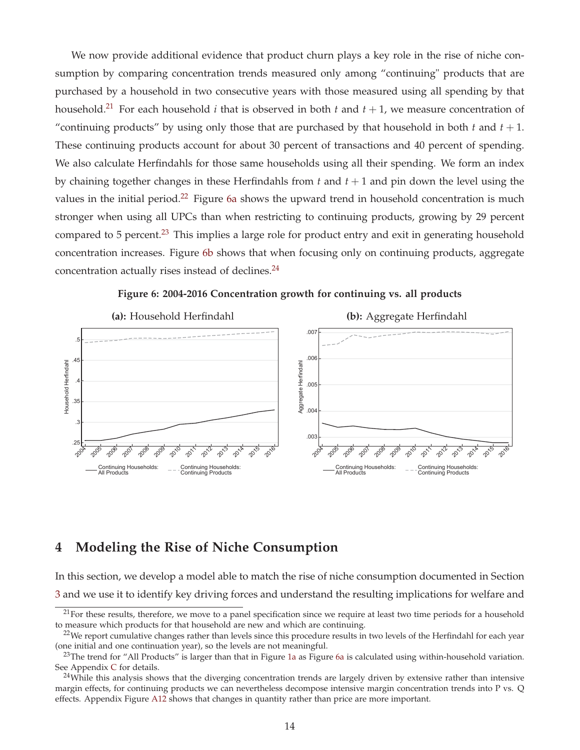We now provide additional evidence that product churn plays a key role in the rise of niche consumption by comparing concentration trends measured only among "continuing" products that are purchased by a household in two consecutive years with those measured using all spending by that household.[21] For each household $i$ that is observed in both $t$ and $t+1$, we measure concentration of "continuing products" by using only those that are purchased by that household in both $t$ and $t+1$. These continuing products account for about 30 percent of transactions and 40 percent of spending. We also calculate Herfindahls for those same households using all their spending. We form an index by chaining together changes in these Herfindahls from $t$ and $t+1$ and pin down the level using the values in the initial period.[22] Figure 6a shows the upward trend in household concentration is much stronger when using all UPCs than when restricting to continuing products, growing by 29 percent compared to 5 percent.[23] This implies a large role for product entry and exit in generating household concentration increases. Figure 6b shows that when focusing only on continuing products, aggregate concentration actually rises instead of declines.[24]

**Figure 6: 2004-2016 Concentration growth for continuing vs. all products**

**(a):** Household Herfindahl

**(b):** Aggregate Herfindahl

## 4 Modeling the Rise of Niche Consumption

In this section, we develop a model able to match the rise of niche consumption documented in Section 3 and we use it to identify key driving forces and understand the resulting implications for welfare and

[21] For these results, therefore, we move to a panel specification since we require at least two time periods for a household to measure which products for that household are new and which are continuing.

[22] We report cumulative changes rather than levels since this procedure results in two levels of the Herfindahl for each year (one initial and one continuation year), so the levels are not meaningful.

[23] The trend for "All Products" is larger than that in Figure 1a as Figure 6a is calculated using within-household variation. See Appendix C for details.

[24] While this analysis shows that the diverging concentration trends are largely driven by extensive rather than intensive margin effects, for continuing products we can nevertheless decompose intensive margin concentration trends into P vs. Q effects. Appendix Figure A12 shows that changes in quantity rather than price are more important.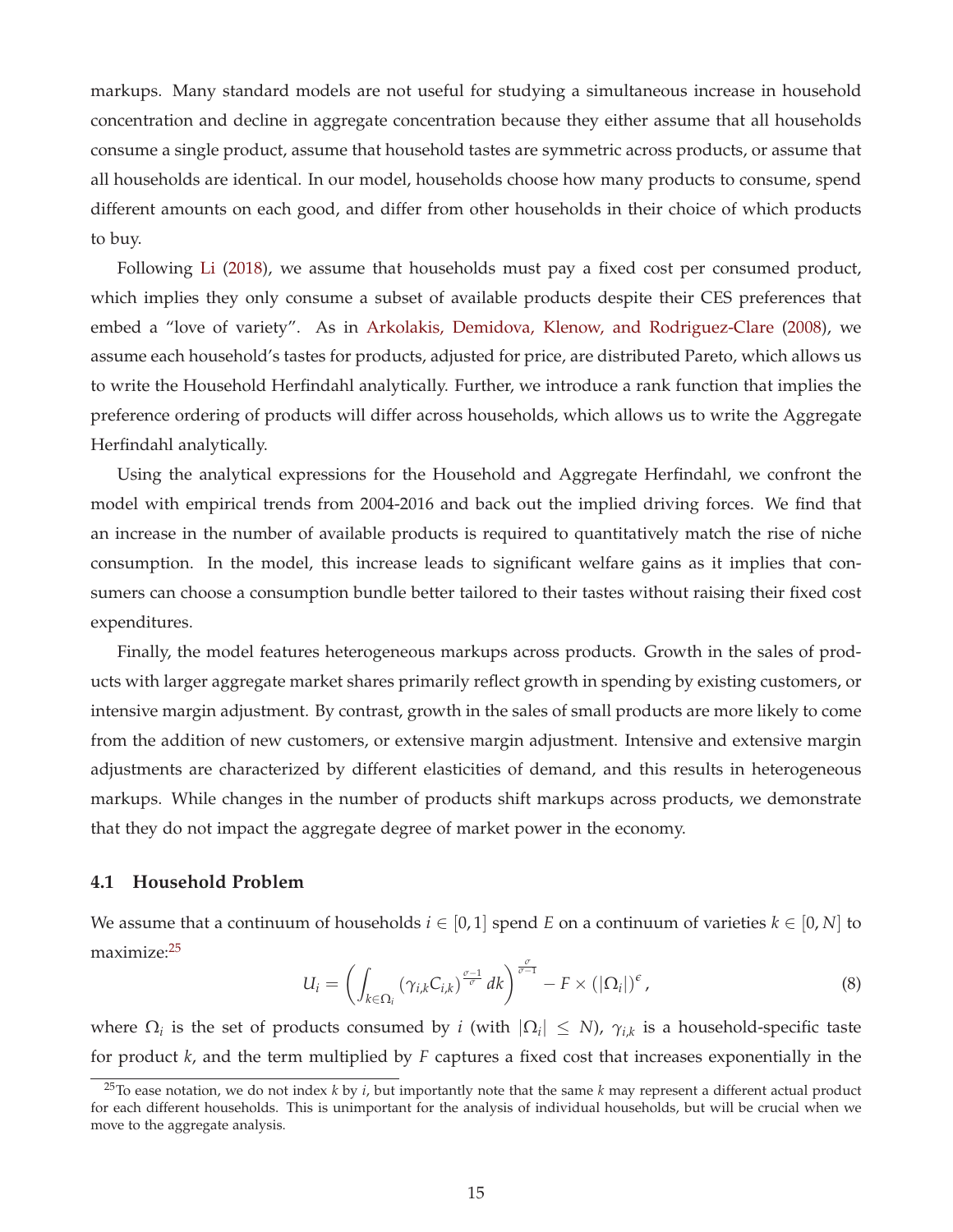markups. Many standard models are not useful for studying a simultaneous increase in household concentration and decline in aggregate concentration because they either assume that all households consume a single product, assume that household tastes are symmetric across products, or assume that all households are identical. In our model, households choose how many products to consume, spend different amounts on each good, and differ from other households in their choice of which products to buy.

Following Li (2018), we assume that households must pay a fixed cost per consumed product, which implies they only consume a subset of available products despite their CES preferences that embed a "love of variety". As in Arkolakis, Demidova, Klenow, and Rodriguez-Clare (2008), we assume each household's tastes for products, adjusted for price, are distributed Pareto, which allows us to write the Household Herfindahl analytically. Further, we introduce a rank function that implies the preference ordering of products will differ across households, which allows us to write the Aggregate Herfindahl analytically.

Using the analytical expressions for the Household and Aggregate Herfindahl, we confront the model with empirical trends from 2004-2016 and back out the implied driving forces. We find that an increase in the number of available products is required to quantitatively match the rise of niche consumption. In the model, this increase leads to significant welfare gains as it implies that consumers can choose a consumption bundle better tailored to their tastes without raising their fixed cost expenditures.

Finally, the model features heterogeneous markups across products. Growth in the sales of products with larger aggregate market shares primarily reflect growth in spending by existing customers, or intensive margin adjustment. By contrast, growth in the sales of small products are more likely to come from the addition of new customers, or extensive margin adjustment. Intensive and extensive margin adjustments are characterized by different elasticities of demand, and this results in heterogeneous markups. While changes in the number of products shift markups across products, we demonstrate that they do not impact the aggregate degree of market power in the economy.

### 4.1 Household Problem

We assume that a continuum of households $i \in [0, 1]$ spend $E$ on a continuum of varieties $k \in [0, N]$ to maximize:[25]

$$U_i = \left( \int_{k \in \Omega_i} \left(\gamma_{i,k} C_{i,k}\right)^{\frac{\sigma-1}{\sigma}} dk \right)^{\frac{\sigma}{\sigma-1}} - F \times \left(|\Omega_i|\right)^{\epsilon}, \tag{8}$$

where $\Omega_i$ is the set of products consumed by $i$ (with $|\Omega_i| \leq N$), $\gamma_{i,k}$ is a household-specific taste for product $k$, and the term multiplied by $F$ captures a fixed cost that increases exponentially in the

[25] To ease notation, we do not index $k$ by $i$, but importantly note that the same $k$ may represent a different actual product for each different households. This is unimportant for the analysis of individual households, but will be crucial when we move to the aggregate analysis.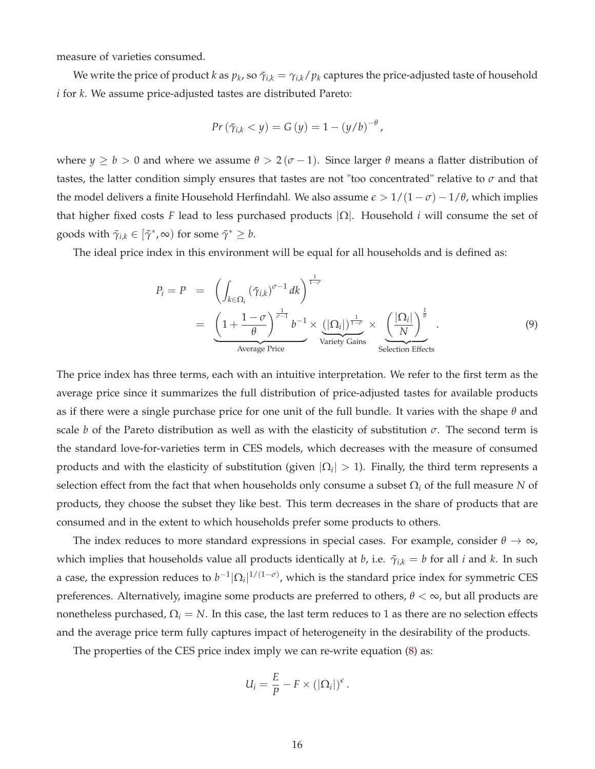measure of varieties consumed.

We write the price of product $k$ as $p_k$, so $\tilde{\gamma}_{i,k} = \gamma_{i,k}/p_k$ captures the price-adjusted taste of household $i$ for $k$. We assume price-adjusted tastes are distributed Pareto:

$$Pr\left(\tilde{\gamma}_{i,k} < y\right) = G\left(y\right) = 1 - \left(y/b\right)^{-\theta},$$

where $y \geq b > 0$ and where we assume $\theta > 2\left(\sigma - 1\right)$. Since larger $\theta$ means a flatter distribution of tastes, the latter condition simply ensures that tastes are not "too concentrated" relative to $\sigma$ and that the model delivers a finite Household Herfindahl. We also assume $\epsilon > 1/(1-\sigma) - 1/\theta$, which implies that higher fixed costs $F$ lead to less purchased products $|\Omega|$. Household $i$ will consume the set of goods with $\tilde{\gamma}_{i,k} \in [\tilde{\gamma}^*, \infty)$ for some $\tilde{\gamma}^* \geq b$.

The ideal price index in this environment will be equal for all households and is defined as:

$$\begin{aligned} P_i = P &= \left(\int_{k \in \Omega_i} \left(\tilde{\gamma}_{i,k}\right)^{\sigma - 1} dk\right)^{\frac{1}{1-\sigma}} \\ &= \underbrace{\left(1 + \frac{1-\sigma}{\theta}\right)^{\frac{1}{\sigma-1}} b^{-1}}_{\text{Average Price}} \times \underbrace{\left(|\Omega_i|\right)^{\frac{1}{1-\sigma}}}_{\text{Variety Gains}} \times \underbrace{\left(\frac{|\Omega_i|}{N}\right)^{\frac{1}{\theta}}}_{\text{Selection Effects}}. \end{aligned} \tag{9}$$

The price index has three terms, each with an intuitive interpretation. We refer to the first term as the average price since it summarizes the full distribution of price-adjusted tastes for available products as if there were a single purchase price for one unit of the full bundle. It varies with the shape $\theta$ and scale $b$ of the Pareto distribution as well as with the elasticity of substitution $\sigma$. The second term is the standard love-for-varieties term in CES models, which decreases with the measure of consumed products and with the elasticity of substitution (given $|\Omega_i| > 1$). Finally, the third term represents a selection effect from the fact that when households only consume a subset $\Omega_i$ of the full measure $N$ of products, they choose the subset they like best. This term decreases in the share of products that are consumed and in the extent to which households prefer some products to others.

The index reduces to more standard expressions in special cases. For example, consider $\theta \to \infty$, which implies that households value all products identically at $b$, i.e. $\tilde{\gamma}_{i,k} = b$ for all $i$ and $k$. In such a case, the expression reduces to $b^{-1}|\Omega_i|^{1/(1-\sigma)}$, which is the standard price index for symmetric CES preferences. Alternatively, imagine some products are preferred to others, $\theta < \infty$, but all products are nonetheless purchased, $\Omega_i = N$. In this case, the last term reduces to 1 as there are no selection effects and the average price term fully captures impact of heterogeneity in the desirability of the products.

The properties of the CES price index imply we can re-write equation (8) as:

$$U_i = \frac{E}{P} - F \times \left(|\Omega_i|\right)^{\epsilon}.$$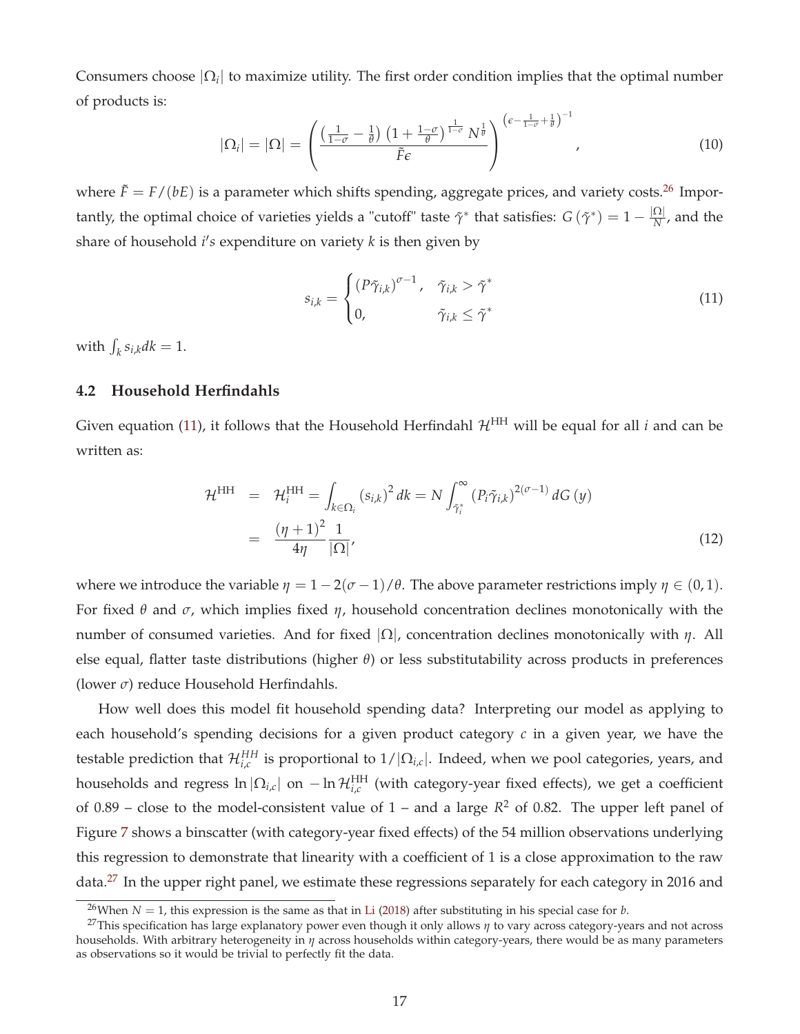Consumers choose $|\Omega_i|$ to maximize utility. The first order condition implies that the optimal number of products is:

$$
|\Omega_i| = |\Omega| = \left( \frac{\left(\frac{1}{1-\sigma} - \frac{1}{\theta}\right)\left(1 + \frac{1-\sigma}{\theta}\right)^{\frac{1}{1-\sigma}} N^{\frac{1}{\theta}}}{\tilde{F}\epsilon} \right)^{\left(\epsilon - \frac{1}{1-\sigma} + \frac{1}{\theta}\right)^{-1}}, \tag{10}
$$

where $\tilde{F} = F/(bE)$ is a parameter which shifts spending, aggregate prices, and variety costs.[26] Importantly, the optimal choice of varieties yields a "cutoff" taste $\tilde{\gamma}^*$ that satisfies: $G(\tilde{\gamma}^*) = 1 - \frac{|\Omega|}{N}$, and the share of household $i's$ expenditure on variety $k$ is then given by

$$
s_{i,k} = \begin{cases} (P\tilde{\gamma}_{i,k})^{\sigma-1}, & \tilde{\gamma}_{i,k} > \tilde{\gamma}^* \\ 0, & \tilde{\gamma}_{i,k} \leq \tilde{\gamma}^* \end{cases} \tag{11}
$$

with $\int_k s_{i,k} dk = 1$.

## 4.2 Household Herfindahls

Given equation (11), it follows that the Household Herfindahl $\mathcal{H}^{\text{HH}}$ will be equal for all $i$ and can be written as:

$$
\begin{aligned}
\mathcal{H}^{\text{HH}} &= \mathcal{H}_i^{\text{HH}} = \int_{k \in \Omega_i} (s_{i,k})^2 \, dk = N \int_{\tilde{\gamma}_i^*}^{\infty} (P_i \tilde{\gamma}_{i,k})^{2(\sigma-1)} \, dG(y) \\
&= \frac{(\eta+1)^2}{4\eta} \frac{1}{|\Omega|},
\end{aligned} \tag{12}
$$

where we introduce the variable $\eta = 1 - 2(\sigma - 1)/\theta$. The above parameter restrictions imply $\eta \in (0, 1)$. For fixed $\theta$ and $\sigma$, which implies fixed $\eta$, household concentration declines monotonically with the number of consumed varieties. And for fixed $|\Omega|$, concentration declines monotonically with $\eta$. All else equal, flatter taste distributions (higher $\theta$) or less substitutability across products in preferences (lower $\sigma$) reduce Household Herfindahls.

How well does this model fit household spending data? Interpreting our model as applying to each household's spending decisions for a given product category $c$ in a given year, we have the testable prediction that $\mathcal{H}_{i,c}^{HH}$ is proportional to $1/|\Omega_{i,c}|$. Indeed, when we pool categories, years, and households and regress $\ln|\Omega_{i,c}|$ on $-\ln \mathcal{H}_{i,c}^{\text{HH}}$ (with category-year fixed effects), we get a coefficient of 0.89 – close to the model-consistent value of 1 – and a large $R^2$ of 0.82. The upper left panel of Figure 7 shows a binscatter (with category-year fixed effects) of the 54 million observations underlying this regression to demonstrate that linearity with a coefficient of 1 is a close approximation to the raw data.[27] In the upper right panel, we estimate these regressions separately for each category in 2016 and

[26] When $N = 1$, this expression is the same as that in Li (2018) after substituting in his special case for $b$.

[27] This specification has large explanatory power even though it only allows $\eta$ to vary across category-years and not across households. With arbitrary heterogeneity in $\eta$ across households within category-years, there would be as many parameters as observations so it would be trivial to perfectly fit the data.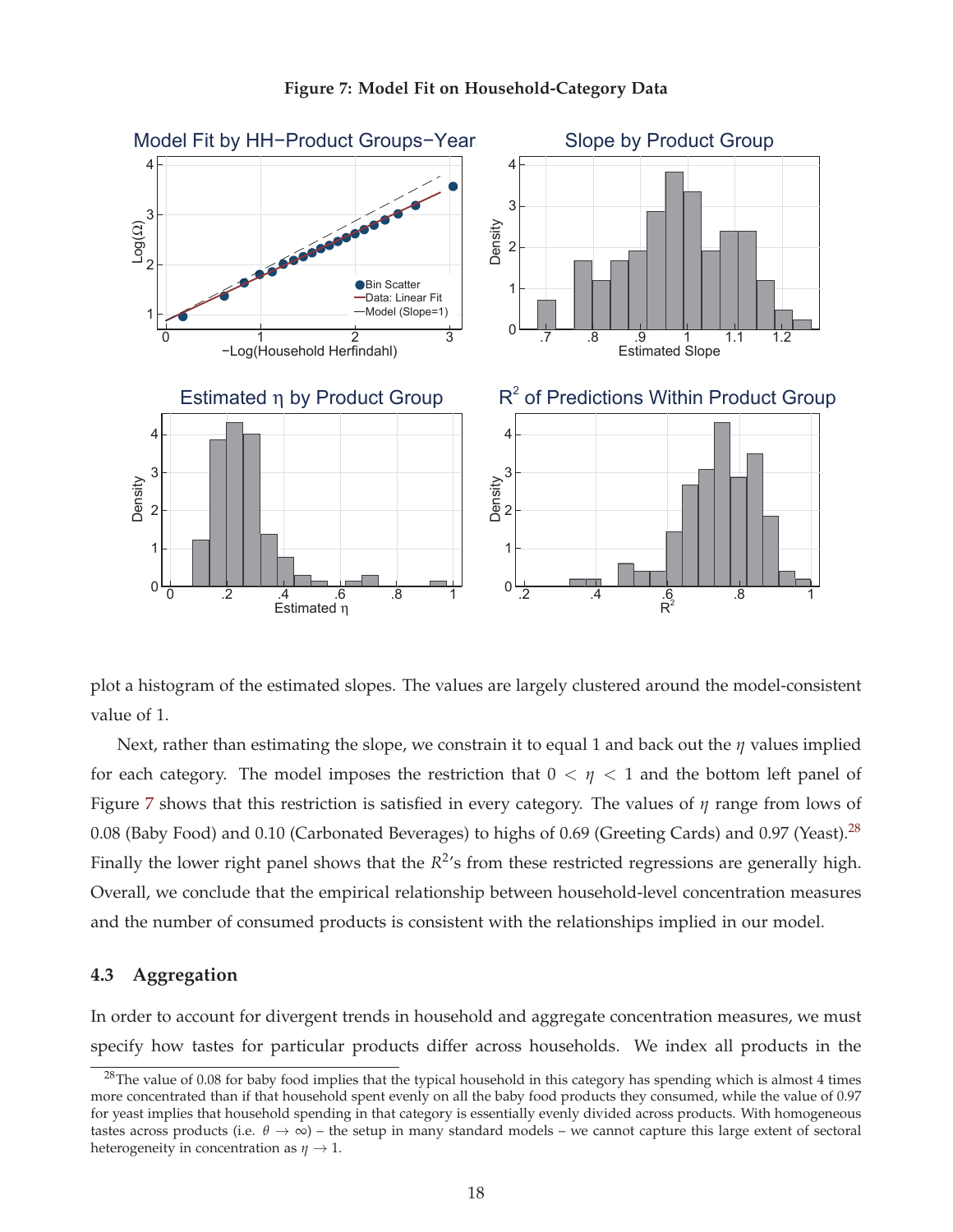**Figure 7: Model Fit on Household-Category Data**

plot a histogram of the estimated slopes. The values are largely clustered around the model-consistent value of 1.

Next, rather than estimating the slope, we constrain it to equal 1 and back out the $\eta$ values implied for each category. The model imposes the restriction that $0 < \eta < 1$ and the bottom left panel of Figure 7 shows that this restriction is satisfied in every category. The values of $\eta$ range from lows of 0.08 (Baby Food) and 0.10 (Carbonated Beverages) to highs of 0.69 (Greeting Cards) and 0.97 (Yeast).[28] Finally the lower right panel shows that the $R^2$'s from these restricted regressions are generally high. Overall, we conclude that the empirical relationship between household-level concentration measures and the number of consumed products is consistent with the relationships implied in our model.

## 4.3 Aggregation

In order to account for divergent trends in household and aggregate concentration measures, we must specify how tastes for particular products differ across households. We index all products in the

[28] The value of 0.08 for baby food implies that the typical household in this category has spending which is almost 4 times more concentrated than if that household spent evenly on all the baby food products they consumed, while the value of 0.97 for yeast implies that household spending in that category is essentially evenly divided across products. With homogeneous tastes across products (i.e. $\theta \to \infty$) – the setup in many standard models – we cannot capture this large extent of sectoral heterogeneity in concentration as $\eta \to 1$.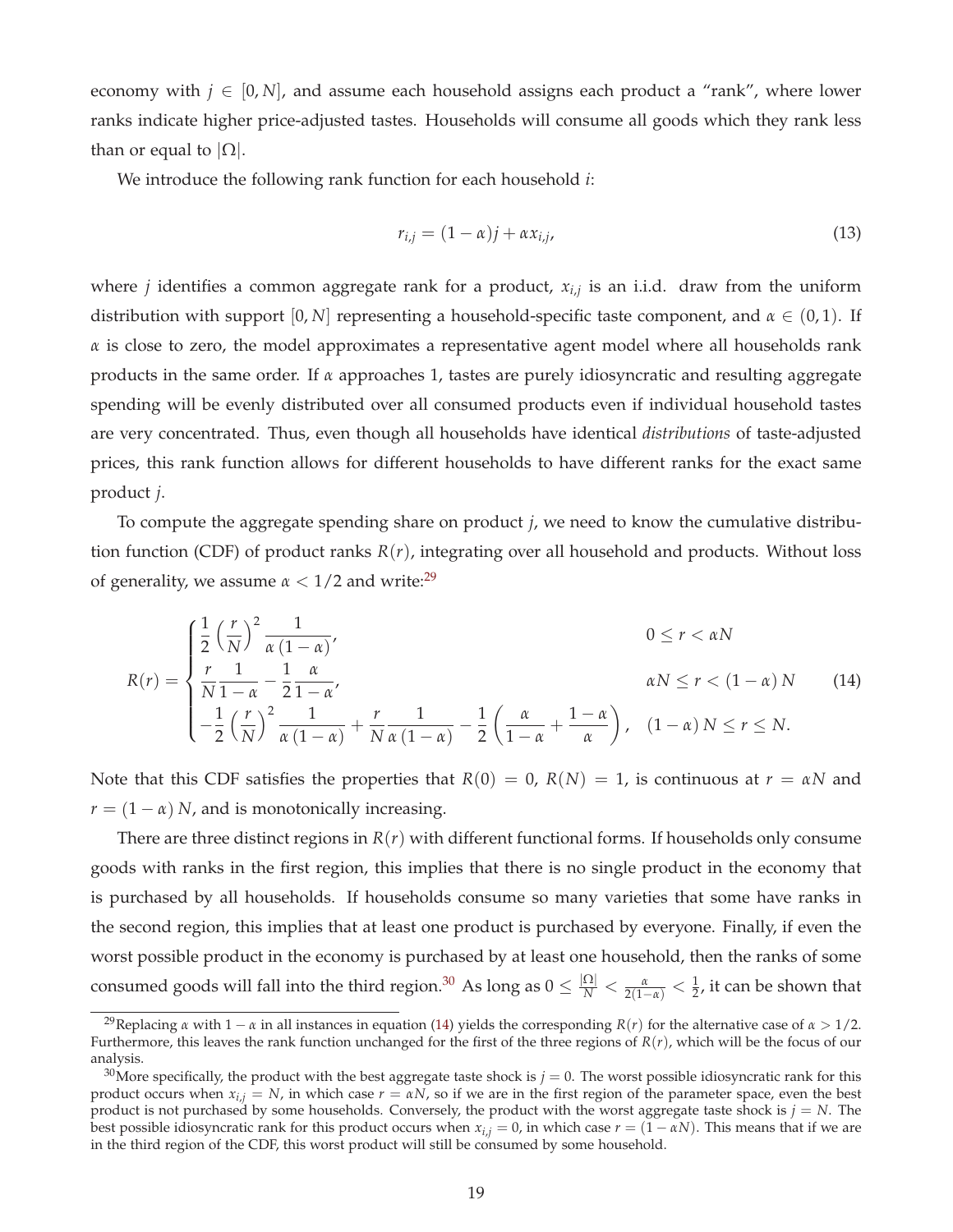economy with $j \in [0, N]$, and assume each household assigns each product a "rank", where lower ranks indicate higher price-adjusted tastes. Households will consume all goods which they rank less than or equal to $|\Omega|$.

We introduce the following rank function for each household $i$:

$$r_{i,j} = (1-\alpha)j + \alpha x_{i,j}, \tag{13}$$

where $j$ identifies a common aggregate rank for a product, $x_{i,j}$ is an i.i.d. draw from the uniform distribution with support $[0, N]$ representing a household-specific taste component, and $\alpha \in (0, 1)$. If $\alpha$ is close to zero, the model approximates a representative agent model where all households rank products in the same order. If $\alpha$ approaches 1, tastes are purely idiosyncratic and resulting aggregate spending will be evenly distributed over all consumed products even if individual household tastes are very concentrated. Thus, even though all households have identical *distributions* of taste-adjusted prices, this rank function allows for different households to have different ranks for the exact same product $j$.

To compute the aggregate spending share on product $j$, we need to know the cumulative distribution function (CDF) of product ranks $R(r)$, integrating over all household and products. Without loss of generality, we assume $\alpha < 1/2$ and write:[29]

$$R(r) = \begin{cases} \frac{1}{2}\left(\frac{r}{N}\right)^2 \frac{1}{\alpha(1-\alpha)}, & 0 \le r < \alpha N \\ \frac{r}{N}\frac{1}{1-\alpha} - \frac{1}{2}\frac{\alpha}{1-\alpha}, & \alpha N \le r < (1-\alpha)N \\ -\frac{1}{2}\left(\frac{r}{N}\right)^2 \frac{1}{\alpha(1-\alpha)} + \frac{r}{N}\frac{1}{\alpha(1-\alpha)} - \frac{1}{2}\left(\frac{\alpha}{1-\alpha} + \frac{1-\alpha}{\alpha}\right), & (1-\alpha)N \le r \le N. \end{cases} \tag{14}$$

Note that this CDF satisfies the properties that $R(0) = 0$, $R(N) = 1$, is continuous at $r = \alpha N$ and $r = (1-\alpha)N$, and is monotonically increasing.

There are three distinct regions in $R(r)$ with different functional forms. If households only consume goods with ranks in the first region, this implies that there is no single product in the economy that is purchased by all households. If households consume so many varieties that some have ranks in the second region, this implies that at least one product is purchased by everyone. Finally, if even the worst possible product in the economy is purchased by at least one household, then the ranks of some consumed goods will fall into the third region.[30] As long as $0 \le \frac{|\Omega|}{N} < \frac{\alpha}{2(1-\alpha)} < \frac{1}{2}$, it can be shown that

[29] Replacing $\alpha$ with $1-\alpha$ in all instances in equation (14) yields the corresponding $R(r)$ for the alternative case of $\alpha > 1/2$. Furthermore, this leaves the rank function unchanged for the first of the three regions of $R(r)$, which will be the focus of our analysis.

[30] More specifically, the product with the best aggregate taste shock is $j = 0$. The worst possible idiosyncratic rank for this product occurs when $x_{i,j} = N$, in which case $r = \alpha N$, so if we are in the first region of the parameter space, even the best product is not purchased by some households. Conversely, the product with the worst aggregate taste shock is $j = N$. The best possible idiosyncratic rank for this product occurs when $x_{i,j} = 0$, in which case $r = (1-\alpha N)$. This means that if we are in the third region of the CDF, this worst product will still be consumed by some household.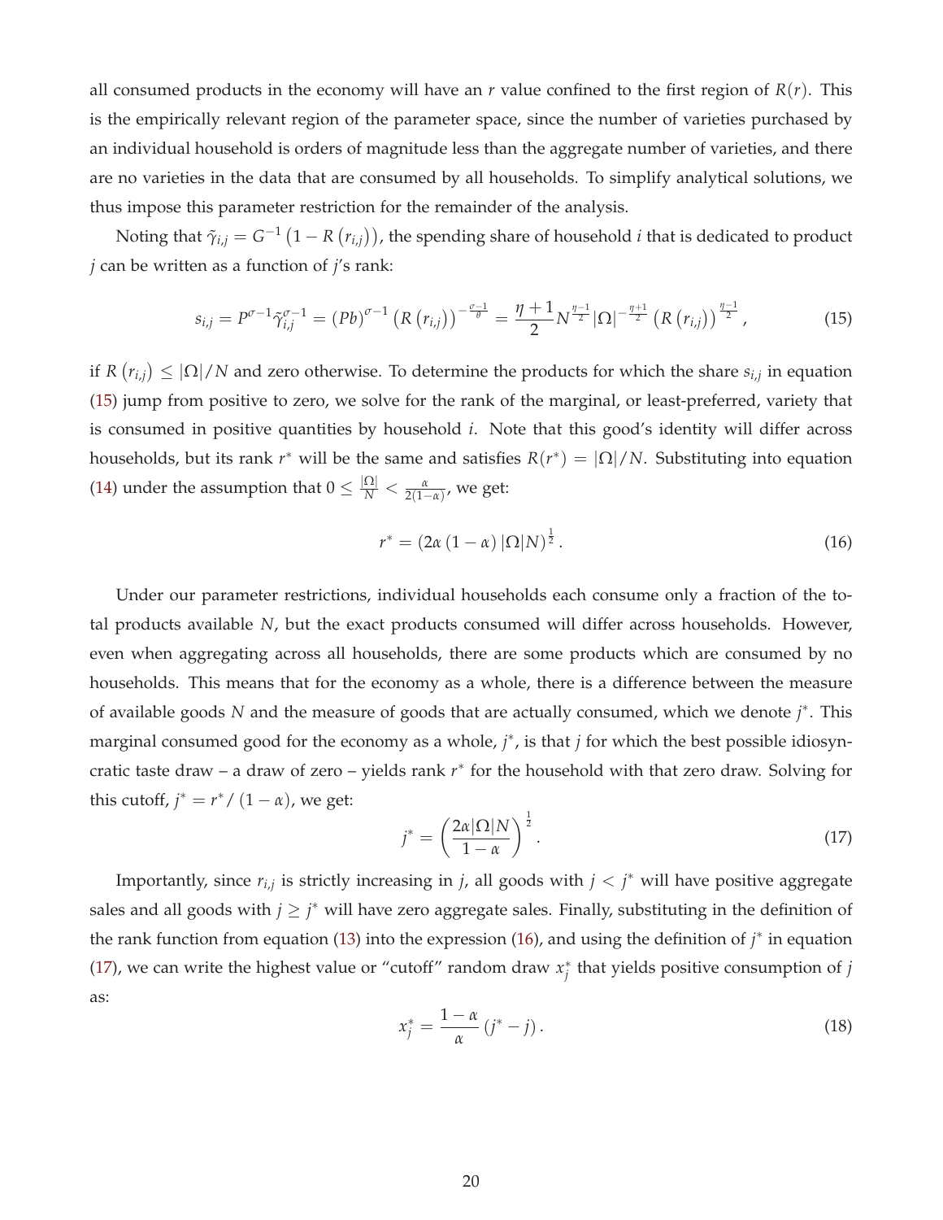all consumed products in the economy will have an $r$ value confined to the first region of $R(r)$. This is the empirically relevant region of the parameter space, since the number of varieties purchased by an individual household is orders of magnitude less than the aggregate number of varieties, and there are no varieties in the data that are consumed by all households. To simplify analytical solutions, we thus impose this parameter restriction for the remainder of the analysis.

Noting that $\tilde{\gamma}_{i,j} = G^{-1}\left(1 - R\left(r_{i,j}\right)\right)$, the spending share of household $i$ that is dedicated to product $j$ can be written as a function of $j$'s rank:

$$s_{i,j} = P^{\sigma-1}\tilde{\gamma}_{i,j}^{\sigma-1} = (Pb)^{\sigma-1}\left(R\left(r_{i,j}\right)\right)^{-\frac{\sigma-1}{\theta}} = \frac{\eta+1}{2}N^{\frac{\eta-1}{2}}|\Omega|^{-\frac{\eta+1}{2}}\left(R\left(r_{i,j}\right)\right)^{\frac{\eta-1}{2}}, \tag{15}$$

if $R\left(r_{i,j}\right) \leq |\Omega|/N$ and zero otherwise. To determine the products for which the share $s_{i,j}$ in equation (15) jump from positive to zero, we solve for the rank of the marginal, or least-preferred, variety that is consumed in positive quantities by household $i$. Note that this good's identity will differ across households, but its rank $r^*$ will be the same and satisfies $R(r^*) = |\Omega|/N$. Substituting into equation (14) under the assumption that $0 \leq \frac{|\Omega|}{N} < \frac{\alpha}{2(1-\alpha)}$, we get:

$$r^* = \left(2\alpha\left(1-\alpha\right)|\Omega|N\right)^{\frac{1}{2}}. \tag{16}$$

Under our parameter restrictions, individual households each consume only a fraction of the total products available $N$, but the exact products consumed will differ across households. However, even when aggregating across all households, there are some products which are consumed by no households. This means that for the economy as a whole, there is a difference between the measure of available goods $N$ and the measure of goods that are actually consumed, which we denote $j^*$. This marginal consumed good for the economy as a whole, $j^*$, is that $j$ for which the best possible idiosyncratic taste draw – a draw of zero – yields rank $r^*$ for the household with that zero draw. Solving for this cutoff, $j^* = r^*/\left(1-\alpha\right)$, we get:

$$j^* = \left(\frac{2\alpha|\Omega|N}{1-\alpha}\right)^{\frac{1}{2}}. \tag{17}$$

Importantly, since $r_{i,j}$ is strictly increasing in $j$, all goods with $j < j^*$ will have positive aggregate sales and all goods with $j \geq j^*$ will have zero aggregate sales. Finally, substituting in the definition of the rank function from equation (13) into the expression (16), and using the definition of $j^*$ in equation (17), we can write the highest value or "cutoff" random draw $x_j^*$ that yields positive consumption of $j$ as:

$$x_j^* = \frac{1-\alpha}{\alpha}\left(j^* - j\right). \tag{18}$$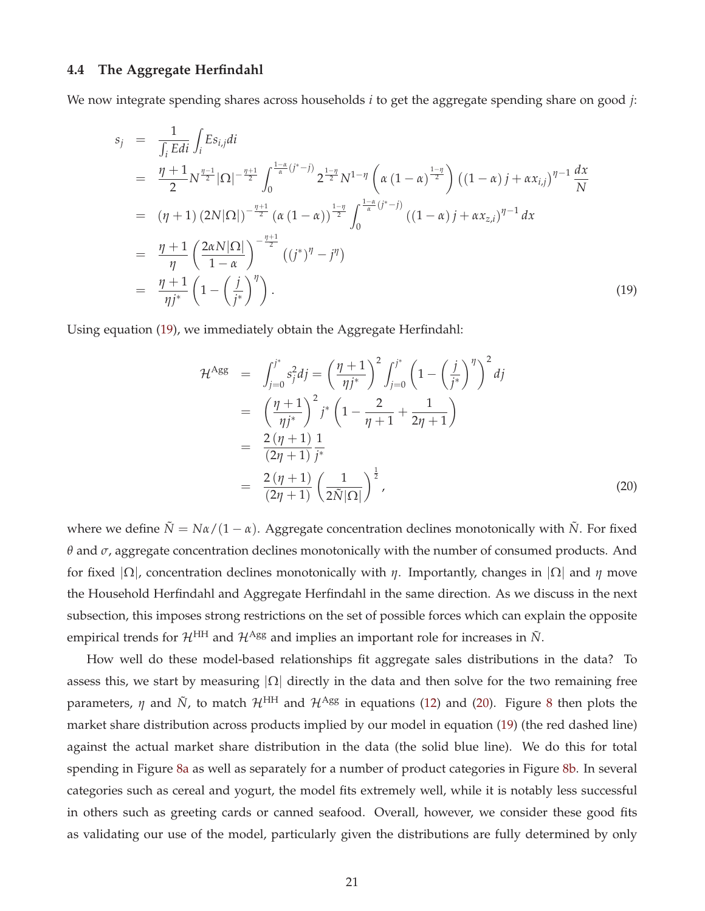### 4.4 The Aggregate Herfindahl

We now integrate spending shares across households $i$ to get the aggregate spending share on good $j$:

$$
\begin{aligned}
s_j &= \frac{1}{\int_i E di} \int_i E s_{i,j} di \\
&= \frac{\eta+1}{2} N^{\frac{\eta-1}{2}} |\Omega|^{-\frac{\eta+1}{2}} \int_0^{\frac{1-\alpha}{\alpha}(j^*-j)} 2^{\frac{1-\eta}{2}} N^{1-\eta} \left(\alpha (1-\alpha)^{\frac{1-\eta}{2}}\right) \left((1-\alpha) j + \alpha x_{i,j}\right)^{\eta-1} \frac{dx}{N} \\
&= (\eta+1) (2N|\Omega|)^{-\frac{\eta+1}{2}} (\alpha(1-\alpha))^{\frac{1-\eta}{2}} \int_0^{\frac{1-\alpha}{\alpha}(j^*-j)} \left((1-\alpha) j + \alpha x_{z,i}\right)^{\eta-1} dx \\
&= \frac{\eta+1}{\eta} \left(\frac{2\alpha N |\Omega|}{1-\alpha}\right)^{-\frac{\eta+1}{2}} \left((j^*)^\eta - j^\eta\right) \\
&= \frac{\eta+1}{\eta j^*} \left(1 - \left(\frac{j}{j^*}\right)^\eta\right).
\end{aligned}
\tag{19}
$$

Using equation (19), we immediately obtain the Aggregate Herfindahl:

$$
\begin{aligned}
\mathcal{H}^{\text{Agg}} &= \int_{j=0}^{j^*} s_j^2 dj = \left(\frac{\eta+1}{\eta j^*}\right)^2 \int_{j=0}^{j^*} \left(1 - \left(\frac{j}{j^*}\right)^\eta\right)^2 dj \\
&= \left(\frac{\eta+1}{\eta j^*}\right)^2 j^* \left(1 - \frac{2}{\eta+1} + \frac{1}{2\eta+1}\right) \\
&= \frac{2(\eta+1)}{(2\eta+1)} \frac{1}{j^*} \\
&= \frac{2(\eta+1)}{(2\eta+1)} \left(\frac{1}{2\tilde{N}|\Omega|}\right)^{\frac{1}{2}},
\end{aligned}
\tag{20}
$$

where we define $\tilde{N} = N\alpha/(1-\alpha)$. Aggregate concentration declines monotonically with $\tilde{N}$. For fixed $\theta$ and $\sigma$, aggregate concentration declines monotonically with the number of consumed products. And for fixed $|\Omega|$, concentration declines monotonically with $\eta$. Importantly, changes in $|\Omega|$ and $\eta$ move the Household Herfindahl and Aggregate Herfindahl in the same direction. As we discuss in the next subsection, this imposes strong restrictions on the set of possible forces which can explain the opposite empirical trends for $\mathcal{H}^{\text{HH}}$ and $\mathcal{H}^{\text{Agg}}$ and implies an important role for increases in $\tilde{N}$.

How well do these model-based relationships fit aggregate sales distributions in the data? To assess this, we start by measuring $|\Omega|$ directly in the data and then solve for the two remaining free parameters, $\eta$ and $\tilde{N}$, to match $\mathcal{H}^{\text{HH}}$ and $\mathcal{H}^{\text{Agg}}$ in equations (12) and (20). Figure 8 then plots the market share distribution across products implied by our model in equation (19) (the red dashed line) against the actual market share distribution in the data (the solid blue line). We do this for total spending in Figure 8a as well as separately for a number of product categories in Figure 8b. In several categories such as cereal and yogurt, the model fits extremely well, while it is notably less successful in others such as greeting cards or canned seafood. Overall, however, we consider these good fits as validating our use of the model, particularly given the distributions are fully determined by only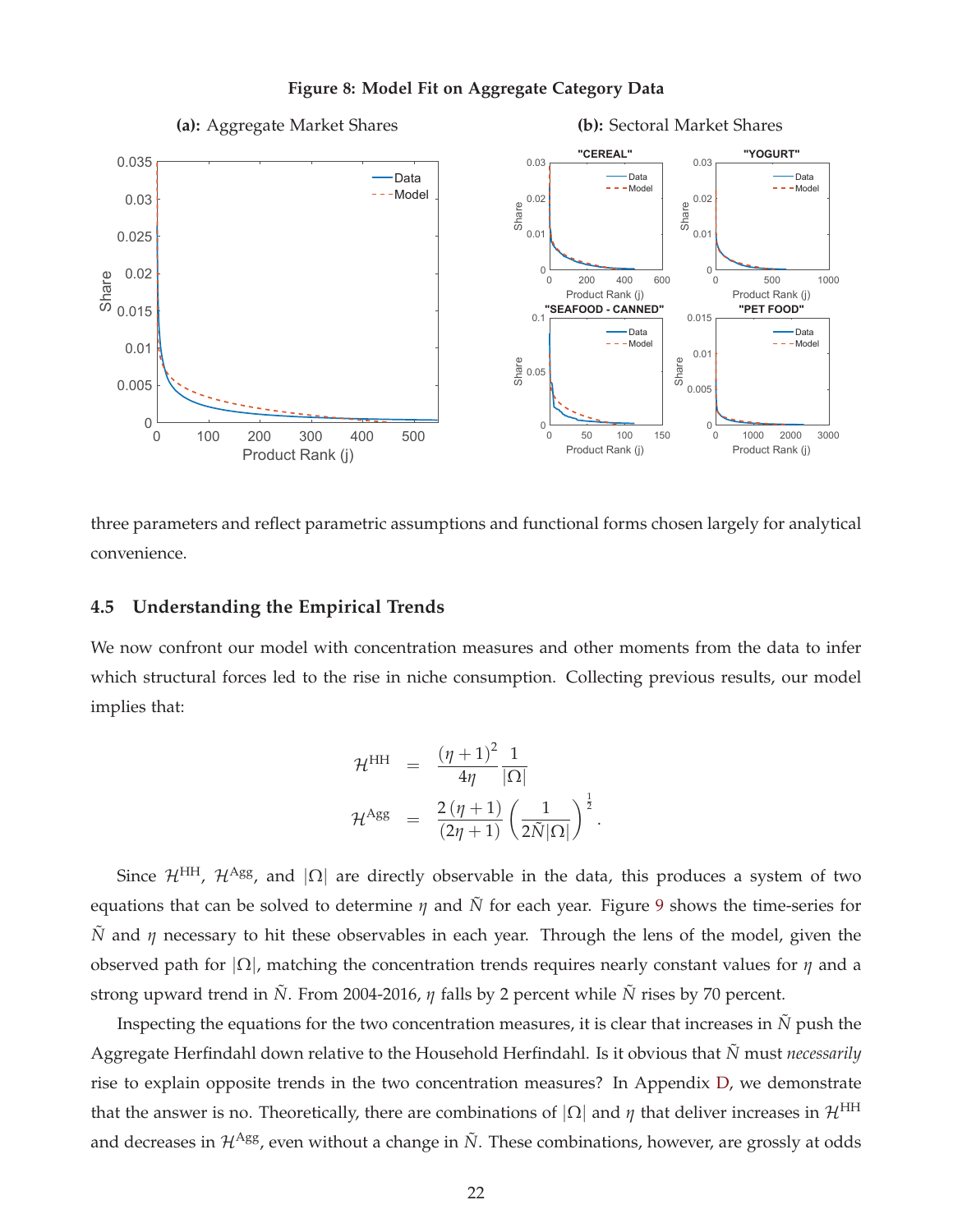**Figure 8: Model Fit on Aggregate Category Data**

**(a):** Aggregate Market Shares

**(b):** Sectoral Market Shares

three parameters and reflect parametric assumptions and functional forms chosen largely for analytical convenience.

## 4.5 Understanding the Empirical Trends

We now confront our model with concentration measures and other moments from the data to infer which structural forces led to the rise in niche consumption. Collecting previous results, our model implies that:

$$
\begin{aligned}
\mathcal{H}^{\text{HH}} &= \frac{(\eta+1)^2}{4\eta}\frac{1}{|\Omega|} \\
\mathcal{H}^{\text{Agg}} &= \frac{2(\eta+1)}{(2\eta+1)}\left(\frac{1}{2\tilde{N}|\Omega|}\right)^{\frac{1}{2}}.
\end{aligned}
$$

Since $\mathcal{H}^{\text{HH}}$, $\mathcal{H}^{\text{Agg}}$, and $|\Omega|$ are directly observable in the data, this produces a system of two equations that can be solved to determine $\eta$ and $\tilde{N}$ for each year. Figure 9 shows the time-series for $\tilde{N}$ and $\eta$ necessary to hit these observables in each year. Through the lens of the model, given the observed path for $|\Omega|$, matching the concentration trends requires nearly constant values for $\eta$ and a strong upward trend in $\tilde{N}$. From 2004-2016, $\eta$ falls by 2 percent while $\tilde{N}$ rises by 70 percent.

Inspecting the equations for the two concentration measures, it is clear that increases in $\tilde{N}$ push the Aggregate Herfindahl down relative to the Household Herfindahl. Is it obvious that $\tilde{N}$ must *necessarily* rise to explain opposite trends in the two concentration measures? In Appendix D, we demonstrate that the answer is no. Theoretically, there are combinations of $|\Omega|$ and $\eta$ that deliver increases in $\mathcal{H}^{\text{HH}}$ and decreases in $\mathcal{H}^{\text{Agg}}$, even without a change in $\tilde{N}$. These combinations, however, are grossly at odds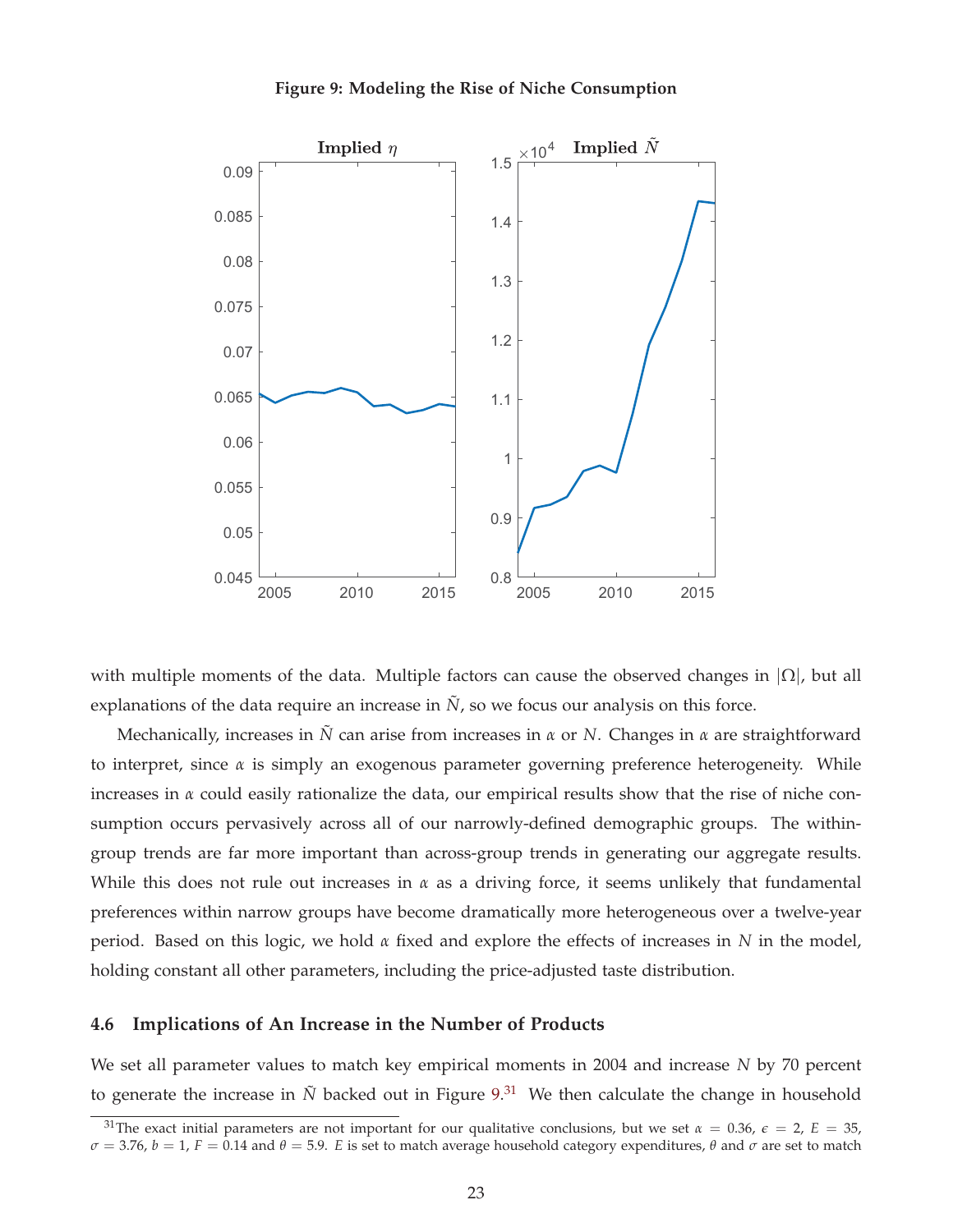**Figure 9: Modeling the Rise of Niche Consumption**

with multiple moments of the data. Multiple factors can cause the observed changes in $|\Omega|$, but all explanations of the data require an increase in $\tilde{N}$, so we focus our analysis on this force.

Mechanically, increases in $\tilde{N}$ can arise from increases in $\alpha$ or $N$. Changes in $\alpha$ are straightforward to interpret, since $\alpha$ is simply an exogenous parameter governing preference heterogeneity. While increases in $\alpha$ could easily rationalize the data, our empirical results show that the rise of niche consumption occurs pervasively across all of our narrowly-defined demographic groups. The within-group trends are far more important than across-group trends in generating our aggregate results. While this does not rule out increases in $\alpha$ as a driving force, it seems unlikely that fundamental preferences within narrow groups have become dramatically more heterogeneous over a twelve-year period. Based on this logic, we hold $\alpha$ fixed and explore the effects of increases in $N$ in the model, holding constant all other parameters, including the price-adjusted taste distribution.

### 4.6 Implications of An Increase in the Number of Products

We set all parameter values to match key empirical moments in 2004 and increase $N$ by 70 percent to generate the increase in $\tilde{N}$ backed out in Figure 9.[31] We then calculate the change in household

[31]The exact initial parameters are not important for our qualitative conclusions, but we set $\alpha = 0.36$, $\epsilon = 2$, $E = 35$, $\sigma = 3.76$, $b = 1$, $F = 0.14$ and $\theta = 5.9$. $E$ is set to match average household category expenditures, $\theta$ and $\sigma$ are set to match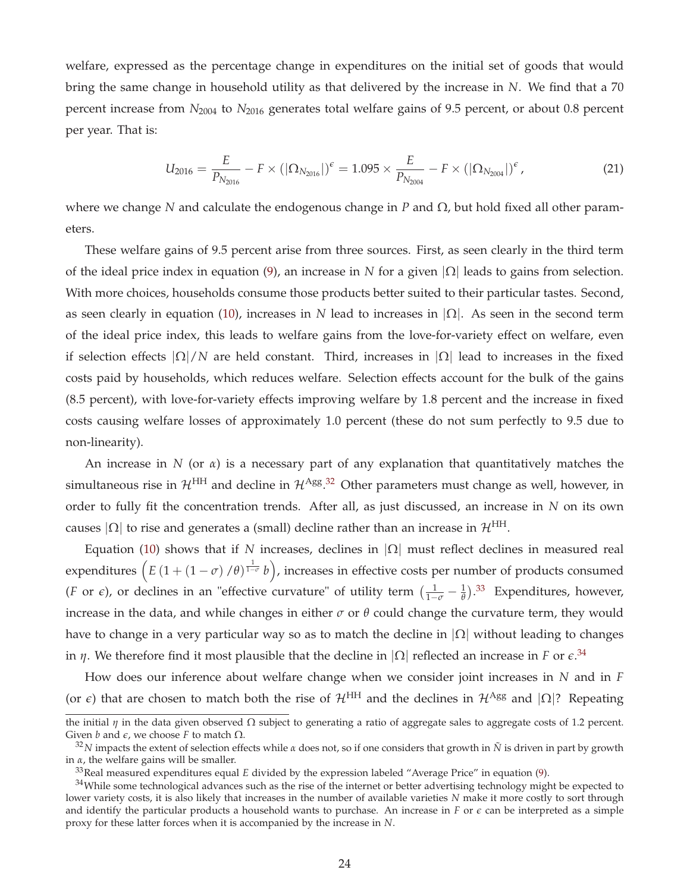welfare, expressed as the percentage change in expenditures on the initial set of goods that would bring the same change in household utility as that delivered by the increase in $N$. We find that a 70 percent increase from $N_{2004}$ to $N_{2016}$ generates total welfare gains of 9.5 percent, or about 0.8 percent per year. That is:

$$U_{2016} = \frac{E}{P_{N_{2016}}} - F \times \left(|\Omega_{N_{2016}}|\right)^{\epsilon} = 1.095 \times \frac{E}{P_{N_{2004}}} - F \times \left(|\Omega_{N_{2004}}|\right)^{\epsilon}, \tag{21}$$

where we change $N$ and calculate the endogenous change in $P$ and $\Omega$, but hold fixed all other parameters.

These welfare gains of 9.5 percent arise from three sources. First, as seen clearly in the third term of the ideal price index in equation (9), an increase in $N$ for a given $|\Omega|$ leads to gains from selection. With more choices, households consume those products better suited to their particular tastes. Second, as seen clearly in equation (10), increases in $N$ lead to increases in $|\Omega|$. As seen in the second term of the ideal price index, this leads to welfare gains from the love-for-variety effect on welfare, even if selection effects $|\Omega|/N$ are held constant. Third, increases in $|\Omega|$ lead to increases in the fixed costs paid by households, which reduces welfare. Selection effects account for the bulk of the gains (8.5 percent), with love-for-variety effects improving welfare by 1.8 percent and the increase in fixed costs causing welfare losses of approximately 1.0 percent (these do not sum perfectly to 9.5 due to non-linearity).

An increase in $N$ (or $\alpha$) is a necessary part of any explanation that quantitatively matches the simultaneous rise in $\mathcal{H}^{\text{HH}}$ and decline in $\mathcal{H}^{\text{Agg}}$.[32] Other parameters must change as well, however, in order to fully fit the concentration trends. After all, as just discussed, an increase in $N$ on its own causes $|\Omega|$ to rise and generates a (small) decline rather than an increase in $\mathcal{H}^{\text{HH}}$.

Equation (10) shows that if $N$ increases, declines in $|\Omega|$ must reflect declines in measured real expenditures $\left(E\left(1+(1-\sigma)/\theta\right)^{\frac{1}{1-\sigma}} b\right)$, increases in effective costs per number of products consumed ($F$ or $\epsilon$), or declines in an "effective curvature" of utility term $\left(\frac{1}{1-\sigma} - \frac{1}{\theta}\right)$.[33] Expenditures, however, increase in the data, and while changes in either $\sigma$ or $\theta$ could change the curvature term, they would have to change in a very particular way so as to match the decline in $|\Omega|$ without leading to changes in $\eta$. We therefore find it most plausible that the decline in $|\Omega|$ reflected an increase in $F$ or $\epsilon$.[34]

How does our inference about welfare change when we consider joint increases in $N$ and in $F$ (or $\epsilon$) that are chosen to match both the rise of $\mathcal{H}^{\text{HH}}$ and the declines in $\mathcal{H}^{\text{Agg}}$ and $|\Omega|$? Repeating

---

the initial $\eta$ in the data given observed $\Omega$ subject to generating a ratio of aggregate sales to aggregate costs of 1.2 percent. Given $b$ and $\epsilon$, we choose $F$ to match $\Omega$.

[32] $N$ impacts the extent of selection effects while $\alpha$ does not, so if one considers that growth in $\tilde{N}$ is driven in part by growth in $\alpha$, the welfare gains will be smaller.

[33] Real measured expenditures equal $E$ divided by the expression labeled "Average Price" in equation (9).

[34] While some technological advances such as the rise of the internet or better advertising technology might be expected to lower variety costs, it is also likely that increases in the number of available varieties $N$ make it more costly to sort through and identify the particular products a household wants to purchase. An increase in $F$ or $\epsilon$ can be interpreted as a simple proxy for these latter forces when it is accompanied by the increase in $N$.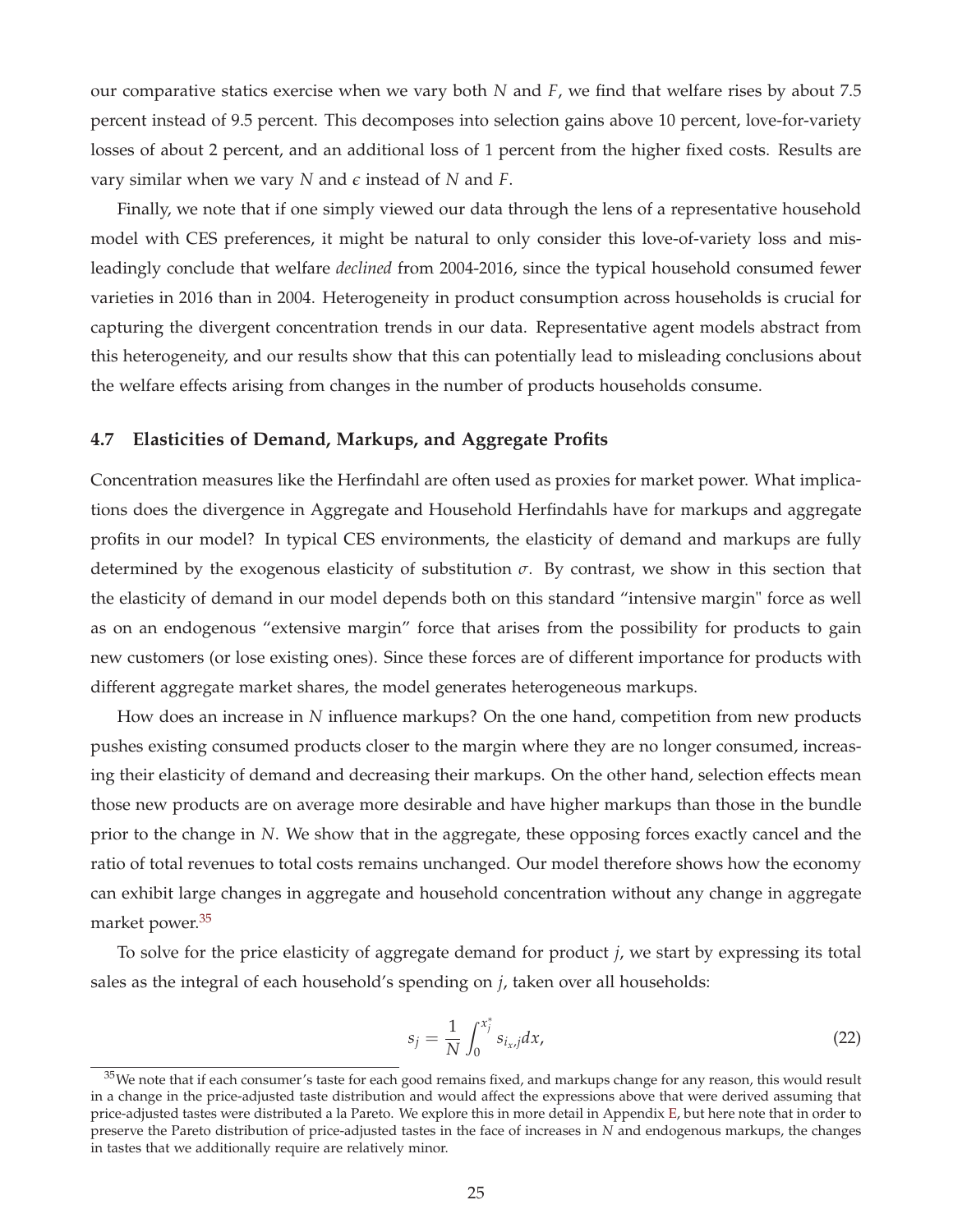our comparative statics exercise when we vary both $N$ and $F$, we find that welfare rises by about 7.5 percent instead of 9.5 percent. This decomposes into selection gains above 10 percent, love-for-variety losses of about 2 percent, and an additional loss of 1 percent from the higher fixed costs. Results are vary similar when we vary $N$ and $\epsilon$ instead of $N$ and $F$.

Finally, we note that if one simply viewed our data through the lens of a representative household model with CES preferences, it might be natural to only consider this love-of-variety loss and misleadingly conclude that welfare *declined* from 2004-2016, since the typical household consumed fewer varieties in 2016 than in 2004. Heterogeneity in product consumption across households is crucial for capturing the divergent concentration trends in our data. Representative agent models abstract from this heterogeneity, and our results show that this can potentially lead to misleading conclusions about the welfare effects arising from changes in the number of products households consume.

### 4.7 Elasticities of Demand, Markups, and Aggregate Profits

Concentration measures like the Herfindahl are often used as proxies for market power. What implications does the divergence in Aggregate and Household Herfindahls have for markups and aggregate profits in our model? In typical CES environments, the elasticity of demand and markups are fully determined by the exogenous elasticity of substitution $\sigma$. By contrast, we show in this section that the elasticity of demand in our model depends both on this standard "intensive margin" force as well as on an endogenous "extensive margin" force that arises from the possibility for products to gain new customers (or lose existing ones). Since these forces are of different importance for products with different aggregate market shares, the model generates heterogeneous markups.

How does an increase in $N$ influence markups? On the one hand, competition from new products pushes existing consumed products closer to the margin where they are no longer consumed, increasing their elasticity of demand and decreasing their markups. On the other hand, selection effects mean those new products are on average more desirable and have higher markups than those in the bundle prior to the change in $N$. We show that in the aggregate, these opposing forces exactly cancel and the ratio of total revenues to total costs remains unchanged. Our model therefore shows how the economy can exhibit large changes in aggregate and household concentration without any change in aggregate market power.[35]

To solve for the price elasticity of aggregate demand for product $j$, we start by expressing its total sales as the integral of each household's spending on $j$, taken over all households:

$$s_j = \frac{1}{N} \int_0^{x_j^*} s_{i_x,j} dx, \tag{22}$$

[35]We note that if each consumer's taste for each good remains fixed, and markups change for any reason, this would result in a change in the price-adjusted taste distribution and would affect the expressions above that were derived assuming that price-adjusted tastes were distributed a la Pareto. We explore this in more detail in Appendix E, but here note that in order to preserve the Pareto distribution of price-adjusted tastes in the face of increases in $N$ and endogenous markups, the changes in tastes that we additionally require are relatively minor.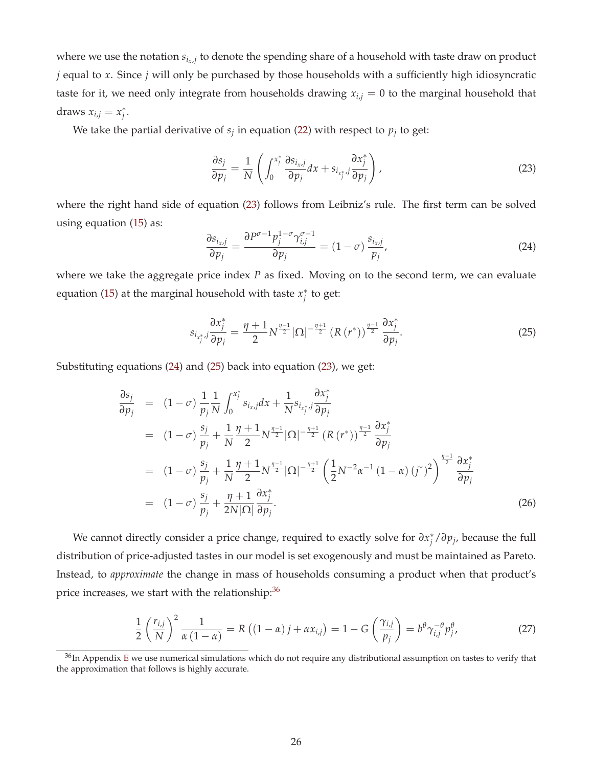where we use the notation $s_{i_x,j}$ to denote the spending share of a household with taste draw on product $j$ equal to $x$. Since $j$ will only be purchased by those households with a sufficiently high idiosyncratic taste for it, we need only integrate from households drawing $x_{i,j} = 0$ to the marginal household that draws $x_{i,j} = x_j^*$.

We take the partial derivative of $s_j$ in equation (22) with respect to $p_j$ to get:

$$\frac{\partial s_j}{\partial p_j} = \frac{1}{N}\left(\int_0^{x_j^*} \frac{\partial s_{i_x,j}}{\partial p_j} dx + s_{i_{x_j^*},j}\frac{\partial x_j^*}{\partial p_j}\right), \tag{23}$$

where the right hand side of equation (23) follows from Leibniz's rule. The first term can be solved using equation (15) as:

$$\frac{\partial s_{i_x,j}}{\partial p_j} = \frac{\partial P^{\sigma-1} p_j^{1-\sigma} \gamma_{i,j}^{\sigma-1}}{\partial p_j} = (1-\sigma)\frac{s_{i_x,j}}{p_j}, \tag{24}$$

where we take the aggregate price index $P$ as fixed. Moving on to the second term, we can evaluate equation (15) at the marginal household with taste $x_j^*$ to get:

$$s_{i_{x_j^*},j}\frac{\partial x_j^*}{\partial p_j} = \frac{\eta+1}{2} N^{\frac{\eta-1}{2}} |\Omega|^{-\frac{\eta+1}{2}} \left(R\left(r^*\right)\right)^{\frac{\eta-1}{2}} \frac{\partial x_j^*}{\partial p_j}. \tag{25}$$

Substituting equations (24) and (25) back into equation (23), we get:

$$\begin{aligned}
\frac{\partial s_j}{\partial p_j} &= (1-\sigma)\frac{1}{p_j}\frac{1}{N}\int_0^{x_j^*} s_{i_x,j} dx + \frac{1}{N} s_{i_{x_j^*},j}\frac{\partial x_j^*}{\partial p_j} \\
&= (1-\sigma)\frac{s_j}{p_j} + \frac{1}{N}\frac{\eta+1}{2} N^{\frac{\eta-1}{2}} |\Omega|^{-\frac{\eta+1}{2}} \left(R\left(r^*\right)\right)^{\frac{\eta-1}{2}} \frac{\partial x_j^*}{\partial p_j} \\
&= (1-\sigma)\frac{s_j}{p_j} + \frac{1}{N}\frac{\eta+1}{2} N^{\frac{\eta-1}{2}} |\Omega|^{-\frac{\eta+1}{2}} \left(\frac{1}{2}N^{-2}\alpha^{-1}(1-\alpha)\left(j^*\right)^2\right)^{\frac{\eta-1}{2}} \frac{\partial x_j^*}{\partial p_j} \\
&= (1-\sigma)\frac{s_j}{p_j} + \frac{\eta+1}{2N|\Omega|}\frac{\partial x_j^*}{\partial p_j}.
\end{aligned} \tag{26}$$

We cannot directly consider a price change, required to exactly solve for $\partial x_j^* / \partial p_j$, because the full distribution of price-adjusted tastes in our model is set exogenously and must be maintained as Pareto. Instead, to *approximate* the change in mass of households consuming a product when that product's price increases, we start with the relationship:[36]

$$\frac{1}{2}\left(\frac{r_{i,j}}{N}\right)^2 \frac{1}{\alpha(1-\alpha)} = R\left((1-\alpha)j + \alpha x_{i,j}\right) = 1 - G\left(\frac{\gamma_{i,j}}{p_j}\right) = b^\theta \gamma_{i,j}^{-\theta} p_j^\theta, \tag{27}$$

[36] In Appendix E we use numerical simulations which do not require any distributional assumption on tastes to verify that the approximation that follows is highly accurate.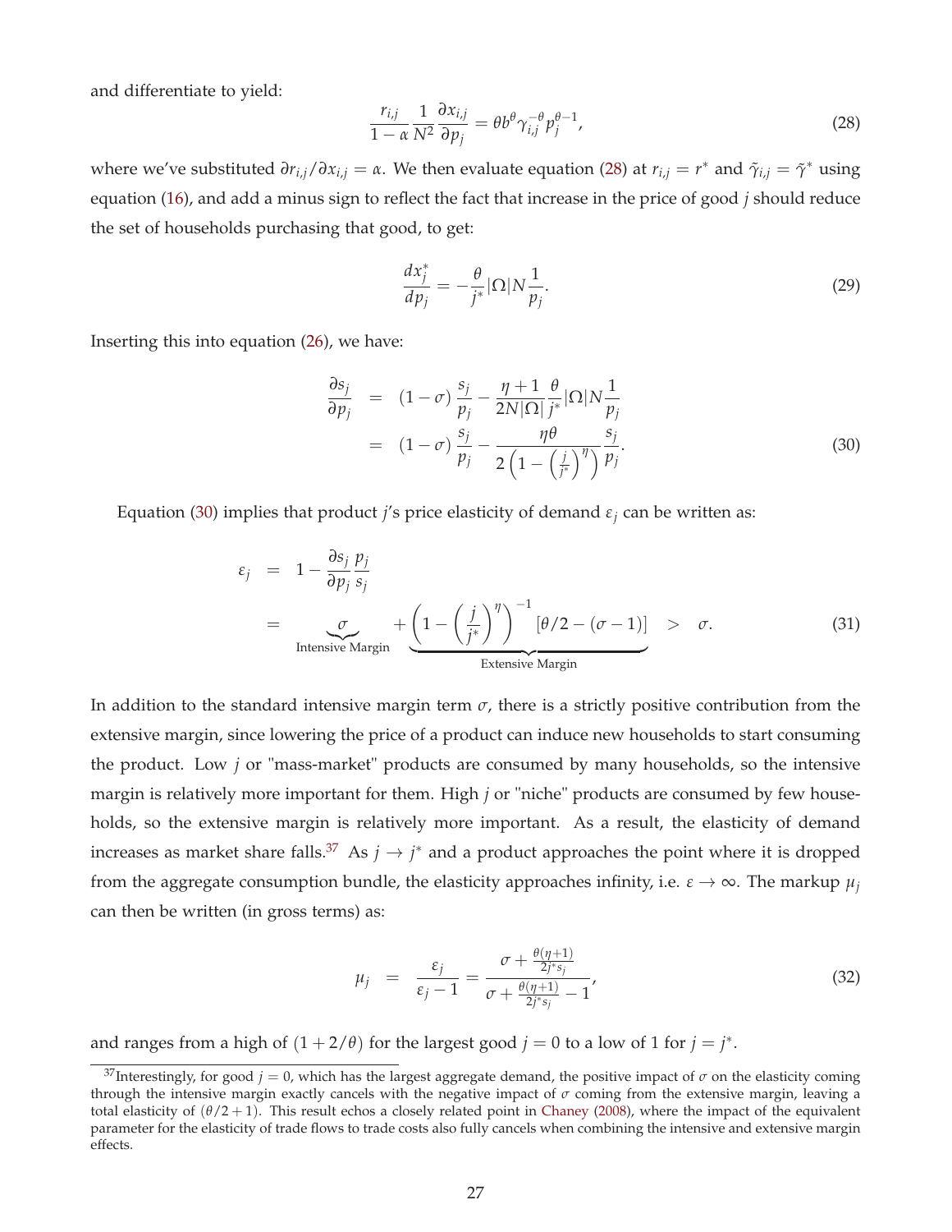and differentiate to yield:

$$\frac{r_{i,j}}{1-\alpha}\frac{1}{N^2}\frac{\partial x_{i,j}}{\partial p_j} = \theta b^{\theta}\gamma_{i,j}^{-\theta}p_j^{\theta-1}, \tag{28}$$

where we've substituted $\partial r_{i,j}/\partial x_{i,j} = \alpha$. We then evaluate equation (28) at $r_{i,j} = r^*$ and $\tilde{\gamma}_{i,j} = \tilde{\gamma}^*$ using equation (16), and add a minus sign to reflect the fact that increase in the price of good $j$ should reduce the set of households purchasing that good, to get:

$$\frac{dx_j^*}{dp_j} = -\frac{\theta}{j^*}|\Omega|N\frac{1}{p_j}. \tag{29}$$

Inserting this into equation (26), we have:

$$\begin{aligned}
\frac{\partial s_j}{\partial p_j} &= (1-\sigma)\frac{s_j}{p_j} - \frac{\eta+1}{2N|\Omega|}\frac{\theta}{j^*}|\Omega|N\frac{1}{p_j} \\
&= (1-\sigma)\frac{s_j}{p_j} - \frac{\eta\theta}{2\left(1-\left(\frac{j}{j^*}\right)^{\eta}\right)}\frac{s_j}{p_j}.
\end{aligned} \tag{30}$$

Equation (30) implies that product $j$'s price elasticity of demand $\varepsilon_j$ can be written as:

$$\begin{aligned}
\varepsilon_j &= 1 - \frac{\partial s_j}{\partial p_j}\frac{p_j}{s_j} \\
&= \underbrace{\sigma}_{\text{Intensive Margin}} + \underbrace{\left(1-\left(\frac{j}{j^*}\right)^{\eta}\right)^{-1}\left[\theta/2-(\sigma-1)\right]}_{\text{Extensive Margin}} \quad > \quad \sigma.
\end{aligned} \tag{31}$$

In addition to the standard intensive margin term $\sigma$, there is a strictly positive contribution from the extensive margin, since lowering the price of a product can induce new households to start consuming the product. Low $j$ or "mass-market" products are consumed by many households, so the intensive margin is relatively more important for them. High $j$ or "niche" products are consumed by few households, so the extensive margin is relatively more important. As a result, the elasticity of demand increases as market share falls.[37] As $j \to j^*$ and a product approaches the point where it is dropped from the aggregate consumption bundle, the elasticity approaches infinity, i.e. $\varepsilon \to \infty$. The markup $\mu_j$ can then be written (in gross terms) as:

$$\mu_j = \frac{\varepsilon_j}{\varepsilon_j - 1} = \frac{\sigma + \frac{\theta(\eta+1)}{2j^* s_j}}{\sigma + \frac{\theta(\eta+1)}{2j^* s_j} - 1}, \tag{32}$$

and ranges from a high of $(1 + 2/\theta)$ for the largest good $j = 0$ to a low of 1 for $j = j^*$.

[37] Interestingly, for good $j = 0$, which has the largest aggregate demand, the positive impact of $\sigma$ on the elasticity coming through the intensive margin exactly cancels with the negative impact of $\sigma$ coming from the extensive margin, leaving a total elasticity of $(\theta/2 + 1)$. This result echos a closely related point in Chaney (2008), where the impact of the equivalent parameter for the elasticity of trade flows to trade costs also fully cancels when combining the intensive and extensive margin effects.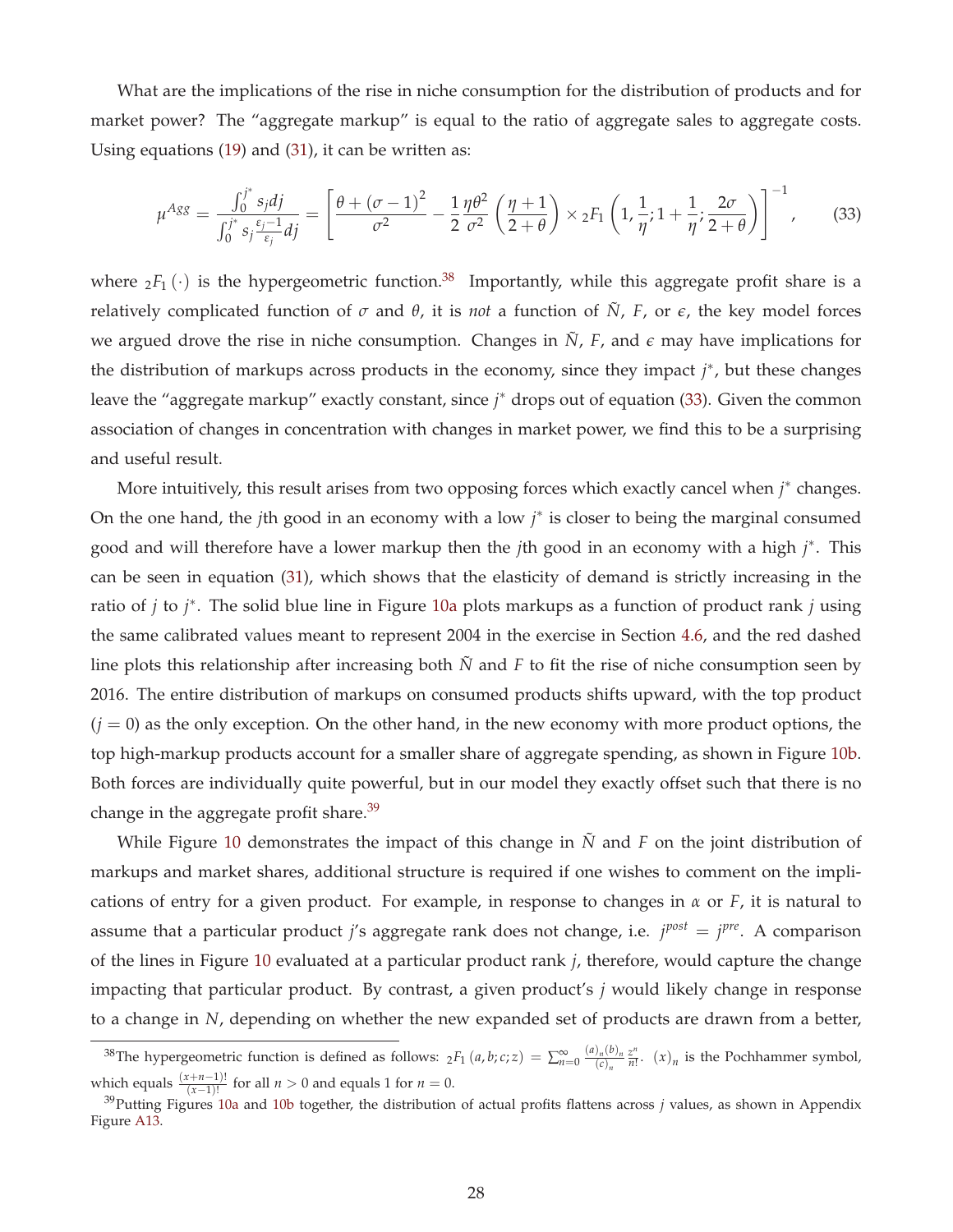What are the implications of the rise in niche consumption for the distribution of products and for market power? The "aggregate markup" is equal to the ratio of aggregate sales to aggregate costs. Using equations (19) and (31), it can be written as:

$$\mu^{Agg} = \frac{\int_0^{j^*} s_j dj}{\int_0^{j^*} s_j \frac{\epsilon_j - 1}{\epsilon_j} dj} = \left[ \frac{\theta + (\sigma - 1)^2}{\sigma^2} - \frac{1}{2} \frac{\eta \theta^2}{\sigma^2} \left( \frac{\eta + 1}{2 + \theta} \right) \times {}_2F_1 \left( 1, \frac{1}{\eta}; 1 + \frac{1}{\eta}; \frac{2\sigma}{2 + \theta} \right) \right]^{-1}, \tag{33}$$

where ${}_2F_1(\cdot)$ is the hypergeometric function.[38] Importantly, while this aggregate profit share is a relatively complicated function of $\sigma$ and $\theta$, it is *not* a function of $\tilde{N}$, $F$, or $\epsilon$, the key model forces we argued drove the rise in niche consumption. Changes in $\tilde{N}$, $F$, and $\epsilon$ may have implications for the distribution of markups across products in the economy, since they impact $j^*$, but these changes leave the "aggregate markup" exactly constant, since $j^*$ drops out of equation (33). Given the common association of changes in concentration with changes in market power, we find this to be a surprising and useful result.

More intuitively, this result arises from two opposing forces which exactly cancel when $j^*$ changes. On the one hand, the $j$th good in an economy with a low $j^*$ is closer to being the marginal consumed good and will therefore have a lower markup then the $j$th good in an economy with a high $j^*$. This can be seen in equation (31), which shows that the elasticity of demand is strictly increasing in the ratio of $j$ to $j^*$. The solid blue line in Figure 10a plots markups as a function of product rank $j$ using the same calibrated values meant to represent 2004 in the exercise in Section 4.6, and the red dashed line plots this relationship after increasing both $\tilde{N}$ and $F$ to fit the rise of niche consumption seen by 2016. The entire distribution of markups on consumed products shifts upward, with the top product ($j = 0$) as the only exception. On the other hand, in the new economy with more product options, the top high-markup products account for a smaller share of aggregate spending, as shown in Figure 10b. Both forces are individually quite powerful, but in our model they exactly offset such that there is no change in the aggregate profit share.[39]

While Figure 10 demonstrates the impact of this change in $\tilde{N}$ and $F$ on the joint distribution of markups and market shares, additional structure is required if one wishes to comment on the implications of entry for a given product. For example, in response to changes in $\alpha$ or $F$, it is natural to assume that a particular product $j$'s aggregate rank does not change, i.e. $j^{post} = j^{pre}$. A comparison of the lines in Figure 10 evaluated at a particular product rank $j$, therefore, would capture the change impacting that particular product. By contrast, a given product's $j$ would likely change in response to a change in $N$, depending on whether the new expanded set of products are drawn from a better,

[38] The hypergeometric function is defined as follows: ${}_2F_1(a, b; c; z) = \sum_{n=0}^{\infty} \frac{(a)_n (b)_n}{(c)_n} \frac{z^n}{n!}$. $(x)_n$ is the Pochhammer symbol, which equals $\frac{(x+n-1)!}{(x-1)!}$ for all $n > 0$ and equals 1 for $n = 0$.

[39] Putting Figures 10a and 10b together, the distribution of actual profits flattens across $j$ values, as shown in Appendix Figure A13.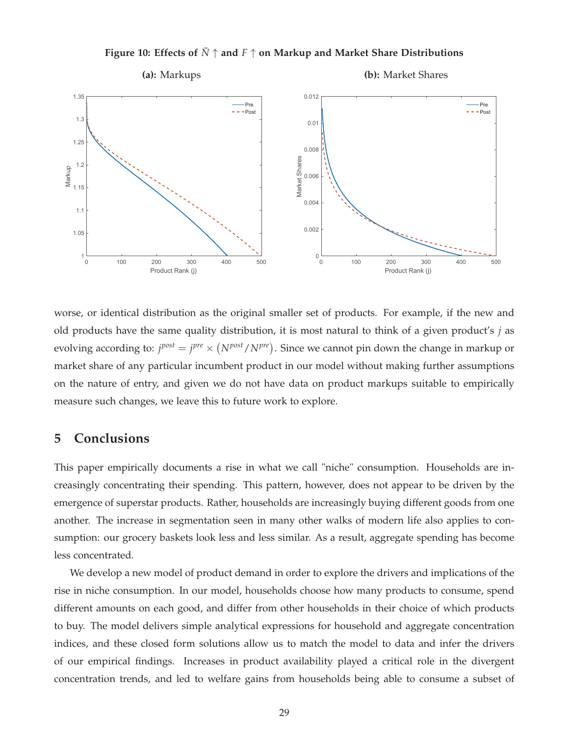**Figure 10: Effects of $\tilde{N} \uparrow$ and $F \uparrow$ on Markup and Market Share Distributions**

**(a):** Markups

**(b):** Market Shares

worse, or identical distribution as the original smaller set of products. For example, if the new and old products have the same quality distribution, it is most natural to think of a given product's $j$ as evolving according to: $j^{post} = j^{pre} \times \left(N^{post}/N^{pre}\right)$. Since we cannot pin down the change in markup or market share of any particular incumbent product in our model without making further assumptions on the nature of entry, and given we do not have data on product markups suitable to empirically measure such changes, we leave this to future work to explore.

## 5 Conclusions

This paper empirically documents a rise in what we call "niche" consumption. Households are increasingly concentrating their spending. This pattern, however, does not appear to be driven by the emergence of superstar products. Rather, households are increasingly buying different goods from one another. The increase in segmentation seen in many other walks of modern life also applies to consumption: our grocery baskets look less and less similar. As a result, aggregate spending has become less concentrated.

We develop a new model of product demand in order to explore the drivers and implications of the rise in niche consumption. In our model, households choose how many products to consume, spend different amounts on each good, and differ from other households in their choice of which products to buy. The model delivers simple analytical expressions for household and aggregate concentration indices, and these closed form solutions allow us to match the model to data and infer the drivers of our empirical findings. Increases in product availability played a critical role in the divergent concentration trends, and led to welfare gains from households being able to consume a subset of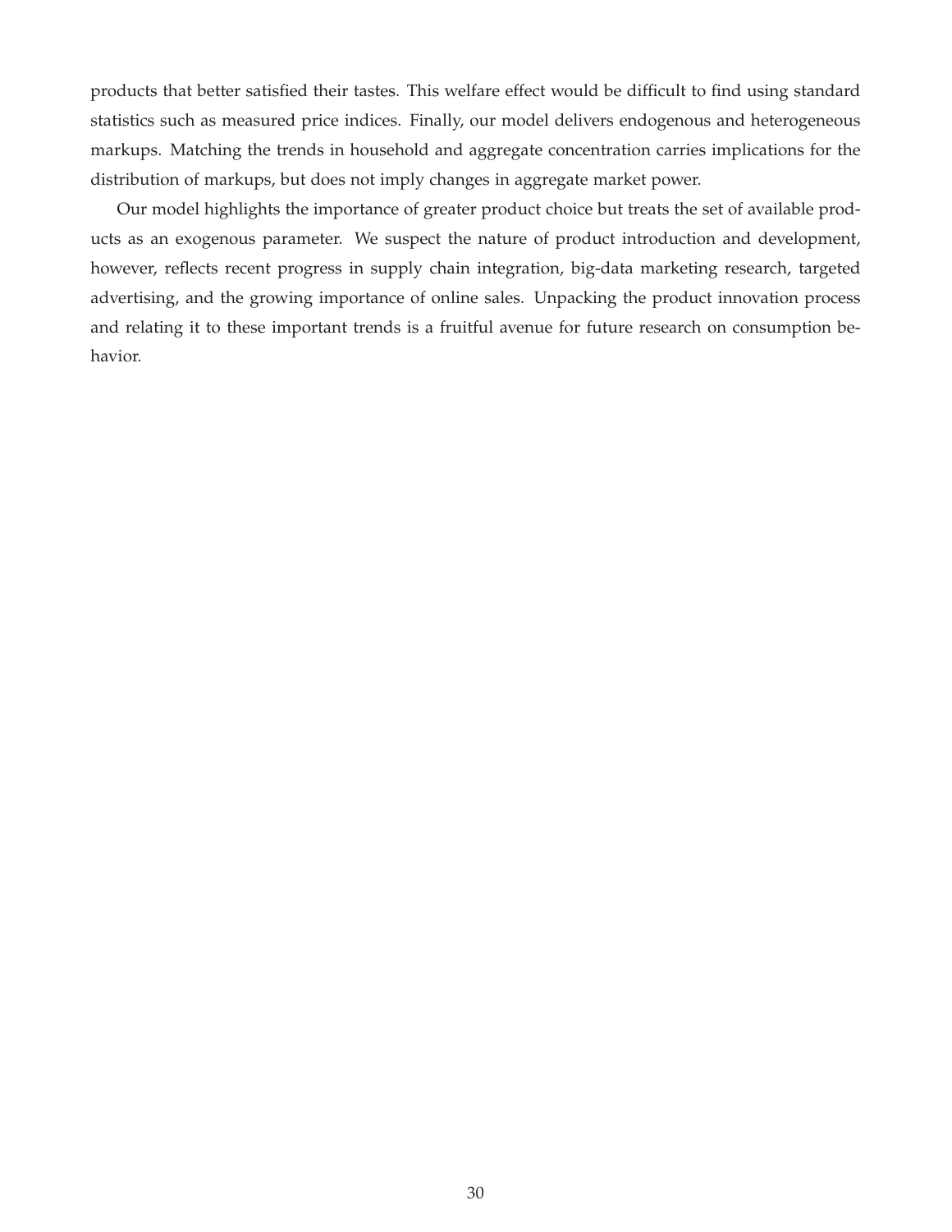products that better satisfied their tastes. This welfare effect would be difficult to find using standard statistics such as measured price indices. Finally, our model delivers endogenous and heterogeneous markups. Matching the trends in household and aggregate concentration carries implications for the distribution of markups, but does not imply changes in aggregate market power.

Our model highlights the importance of greater product choice but treats the set of available products as an exogenous parameter. We suspect the nature of product introduction and development, however, reflects recent progress in supply chain integration, big-data marketing research, targeted advertising, and the growing importance of online sales. Unpacking the product innovation process and relating it to these important trends is a fruitful avenue for future research on consumption behavior.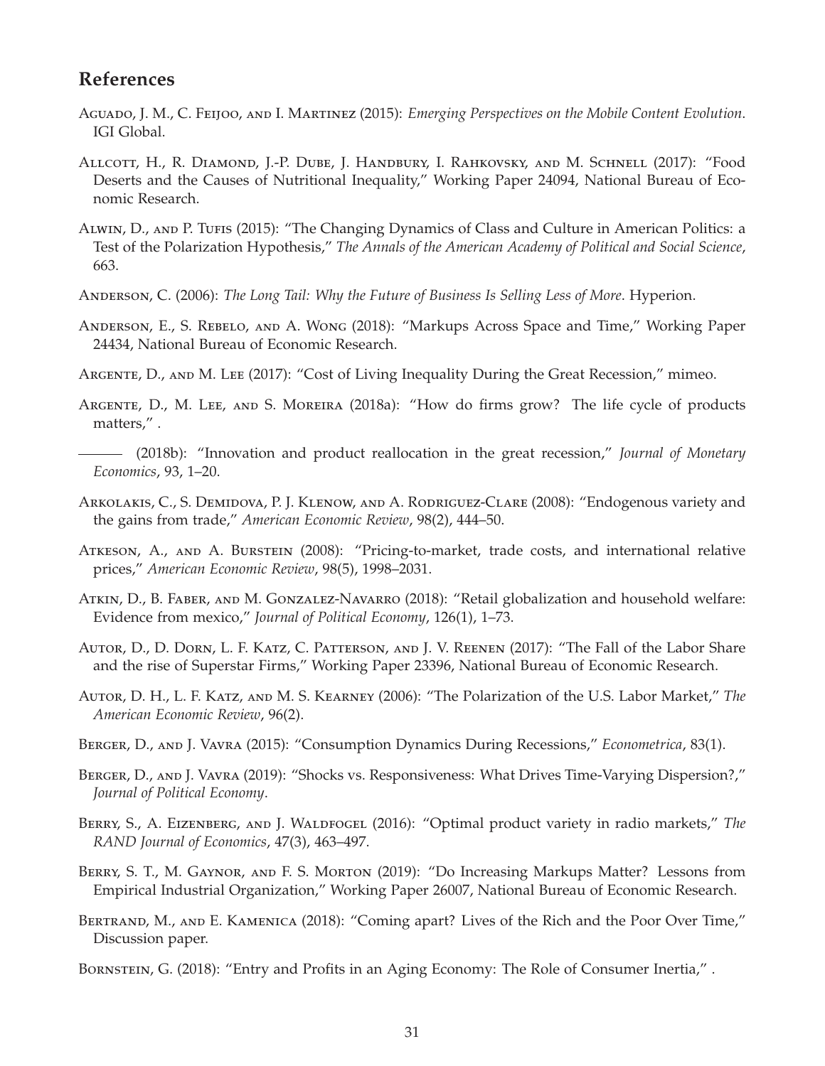## References

Aguado, J. M., C. Feijoo, and I. Martinez (2015): *Emerging Perspectives on the Mobile Content Evolution*. IGI Global.

Allcott, H., R. Diamond, J.-P. Dube, J. Handbury, I. Rahkovsky, and M. Schnell (2017): "Food Deserts and the Causes of Nutritional Inequality," Working Paper 24094, National Bureau of Economic Research.

Alwin, D., and P. Tufis (2015): "The Changing Dynamics of Class and Culture in American Politics: a Test of the Polarization Hypothesis," *The Annals of the American Academy of Political and Social Science*, 663.

Anderson, C. (2006): *The Long Tail: Why the Future of Business Is Selling Less of More*. Hyperion.

Anderson, E., S. Rebelo, and A. Wong (2018): "Markups Across Space and Time," Working Paper 24434, National Bureau of Economic Research.

Argente, D., and M. Lee (2017): "Cost of Living Inequality During the Great Recession," mimeo.

Argente, D., M. Lee, and S. Moreira (2018a): "How do firms grow? The life cycle of products matters," .

——— (2018b): "Innovation and product reallocation in the great recession," *Journal of Monetary Economics*, 93, 1–20.

Arkolakis, C., S. Demidova, P. J. Klenow, and A. Rodriguez-Clare (2008): "Endogenous variety and the gains from trade," *American Economic Review*, 98(2), 444–50.

Atkeson, A., and A. Burstein (2008): "Pricing-to-market, trade costs, and international relative prices," *American Economic Review*, 98(5), 1998–2031.

Atkin, D., B. Faber, and M. Gonzalez-Navarro (2018): "Retail globalization and household welfare: Evidence from mexico," *Journal of Political Economy*, 126(1), 1–73.

Autor, D., D. Dorn, L. F. Katz, C. Patterson, and J. V. Reenen (2017): "The Fall of the Labor Share and the rise of Superstar Firms," Working Paper 23396, National Bureau of Economic Research.

Autor, D. H., L. F. Katz, and M. S. Kearney (2006): "The Polarization of the U.S. Labor Market," *The American Economic Review*, 96(2).

Berger, D., and J. Vavra (2015): "Consumption Dynamics During Recessions," *Econometrica*, 83(1).

Berger, D., and J. Vavra (2019): "Shocks vs. Responsiveness: What Drives Time-Varying Dispersion?," *Journal of Political Economy*.

Berry, S., A. Eizenberg, and J. Waldfogel (2016): "Optimal product variety in radio markets," *The RAND Journal of Economics*, 47(3), 463–497.

Berry, S. T., M. Gaynor, and F. S. Morton (2019): "Do Increasing Markups Matter? Lessons from Empirical Industrial Organization," Working Paper 26007, National Bureau of Economic Research.

Bertrand, M., and E. Kamenica (2018): "Coming apart? Lives of the Rich and the Poor Over Time," Discussion paper.

Bornstein, G. (2018): "Entry and Profits in an Aging Economy: The Role of Consumer Inertia," .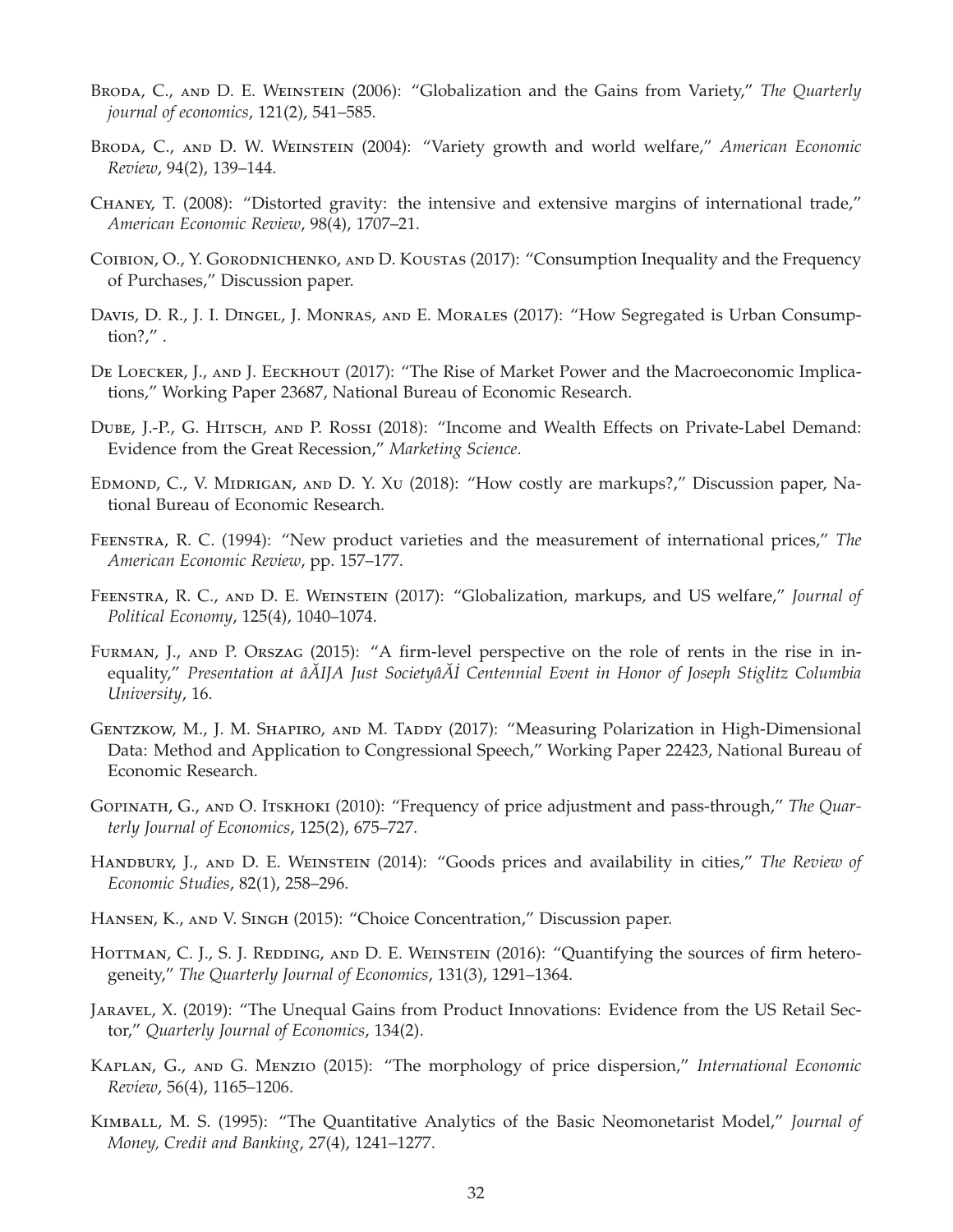Broda, C., and D. E. Weinstein (2006): "Globalization and the Gains from Variety," *The Quarterly journal of economics*, 121(2), 541–585.

Broda, C., and D. W. Weinstein (2004): "Variety growth and world welfare," *American Economic Review*, 94(2), 139–144.

Chaney, T. (2008): "Distorted gravity: the intensive and extensive margins of international trade," *American Economic Review*, 98(4), 1707–21.

Coibion, O., Y. Gorodnichenko, and D. Koustas (2017): "Consumption Inequality and the Frequency of Purchases," Discussion paper.

Davis, D. R., J. I. Dingel, J. Monras, and E. Morales (2017): "How Segregated is Urban Consumption?," .

De Loecker, J., and J. Eeckhout (2017): "The Rise of Market Power and the Macroeconomic Implications," Working Paper 23687, National Bureau of Economic Research.

Dube, J.-P., G. Hitsch, and P. Rossi (2018): "Income and Wealth Effects on Private-Label Demand: Evidence from the Great Recession," *Marketing Science*.

Edmond, C., V. Midrigan, and D. Y. Xu (2018): "How costly are markups?," Discussion paper, National Bureau of Economic Research.

Feenstra, R. C. (1994): "New product varieties and the measurement of international prices," *The American Economic Review*, pp. 157–177.

Feenstra, R. C., and D. E. Weinstein (2017): "Globalization, markups, and US welfare," *Journal of Political Economy*, 125(4), 1040–1074.

Furman, J., and P. Orszag (2015): "A firm-level perspective on the role of rents in the rise in inequality," *Presentation at âĂIJA Just SocietyâĂİ Centennial Event in Honor of Joseph Stiglitz Columbia University*, 16.

Gentzkow, M., J. M. Shapiro, and M. Taddy (2017): "Measuring Polarization in High-Dimensional Data: Method and Application to Congressional Speech," Working Paper 22423, National Bureau of Economic Research.

Gopinath, G., and O. Itskhoki (2010): "Frequency of price adjustment and pass-through," *The Quarterly Journal of Economics*, 125(2), 675–727.

Handbury, J., and D. E. Weinstein (2014): "Goods prices and availability in cities," *The Review of Economic Studies*, 82(1), 258–296.

Hansen, K., and V. Singh (2015): "Choice Concentration," Discussion paper.

Hottman, C. J., S. J. Redding, and D. E. Weinstein (2016): "Quantifying the sources of firm heterogeneity," *The Quarterly Journal of Economics*, 131(3), 1291–1364.

Jaravel, X. (2019): "The Unequal Gains from Product Innovations: Evidence from the US Retail Sector," *Quarterly Journal of Economics*, 134(2).

Kaplan, G., and G. Menzio (2015): "The morphology of price dispersion," *International Economic Review*, 56(4), 1165–1206.

Kimball, M. S. (1995): "The Quantitative Analytics of the Basic Neomonetarist Model," *Journal of Money, Credit and Banking*, 27(4), 1241–1277.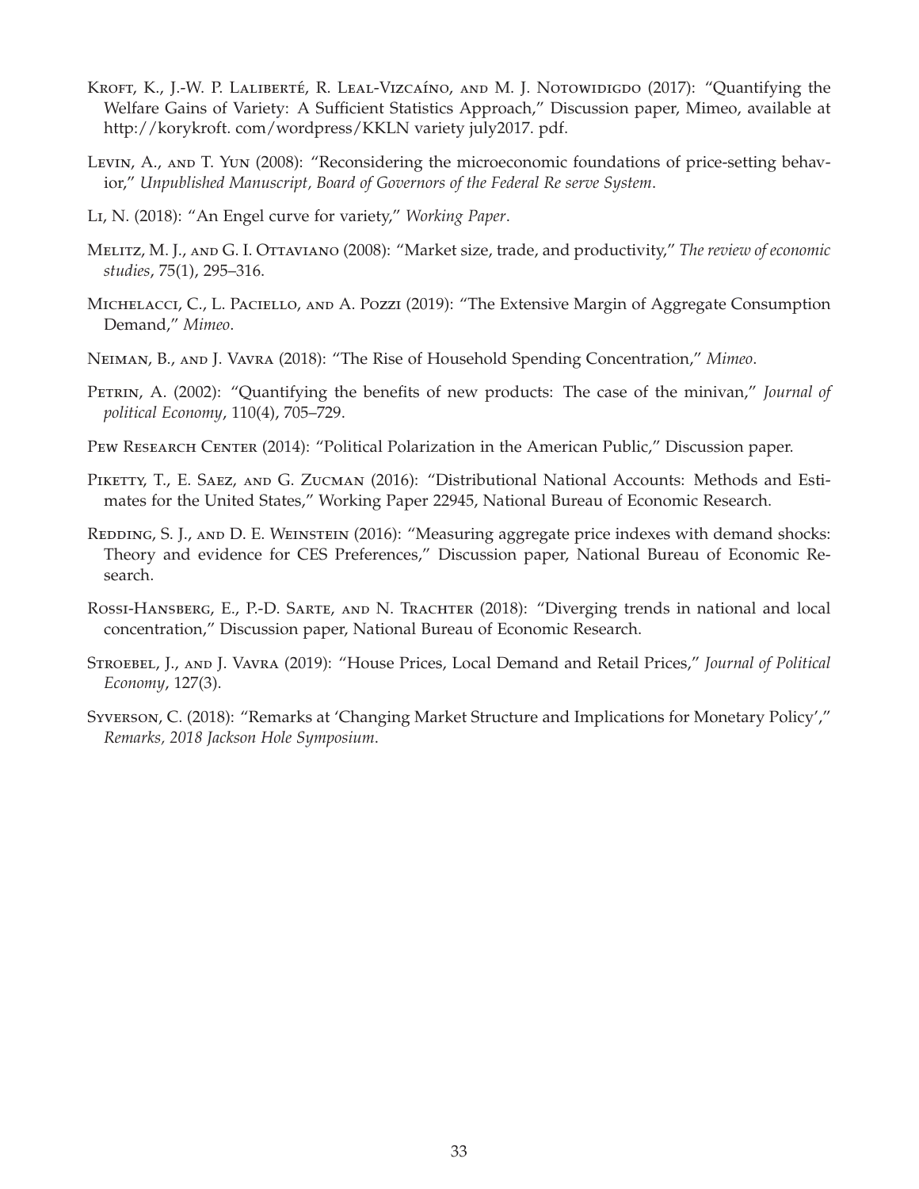Kroft, K., J.-W. P. Laliberté, R. Leal-Vizcaíno, and M. J. Notowidigdo (2017): "Quantifying the Welfare Gains of Variety: A Sufficient Statistics Approach," Discussion paper, Mimeo, available at http://korykroft. com/wordpress/KKLN variety july2017. pdf.

Levin, A., and T. Yun (2008): "Reconsidering the microeconomic foundations of price-setting behavior," *Unpublished Manuscript, Board of Governors of the Federal Re serve System*.

Li, N. (2018): "An Engel curve for variety," *Working Paper*.

Melitz, M. J., and G. I. Ottaviano (2008): "Market size, trade, and productivity," *The review of economic studies*, 75(1), 295–316.

Michelacci, C., L. Paciello, and A. Pozzi (2019): "The Extensive Margin of Aggregate Consumption Demand," *Mimeo*.

Neiman, B., and J. Vavra (2018): "The Rise of Household Spending Concentration," *Mimeo*.

Petrin, A. (2002): "Quantifying the benefits of new products: The case of the minivan," *Journal of political Economy*, 110(4), 705–729.

Pew Research Center (2014): "Political Polarization in the American Public," Discussion paper.

Piketty, T., E. Saez, and G. Zucman (2016): "Distributional National Accounts: Methods and Estimates for the United States," Working Paper 22945, National Bureau of Economic Research.

Redding, S. J., and D. E. Weinstein (2016): "Measuring aggregate price indexes with demand shocks: Theory and evidence for CES Preferences," Discussion paper, National Bureau of Economic Research.

Rossi-Hansberg, E., P.-D. Sarte, and N. Trachter (2018): "Diverging trends in national and local concentration," Discussion paper, National Bureau of Economic Research.

Stroebel, J., and J. Vavra (2019): "House Prices, Local Demand and Retail Prices," *Journal of Political Economy*, 127(3).

Syverson, C. (2018): "Remarks at 'Changing Market Structure and Implications for Monetary Policy'," *Remarks, 2018 Jackson Hole Symposium*.